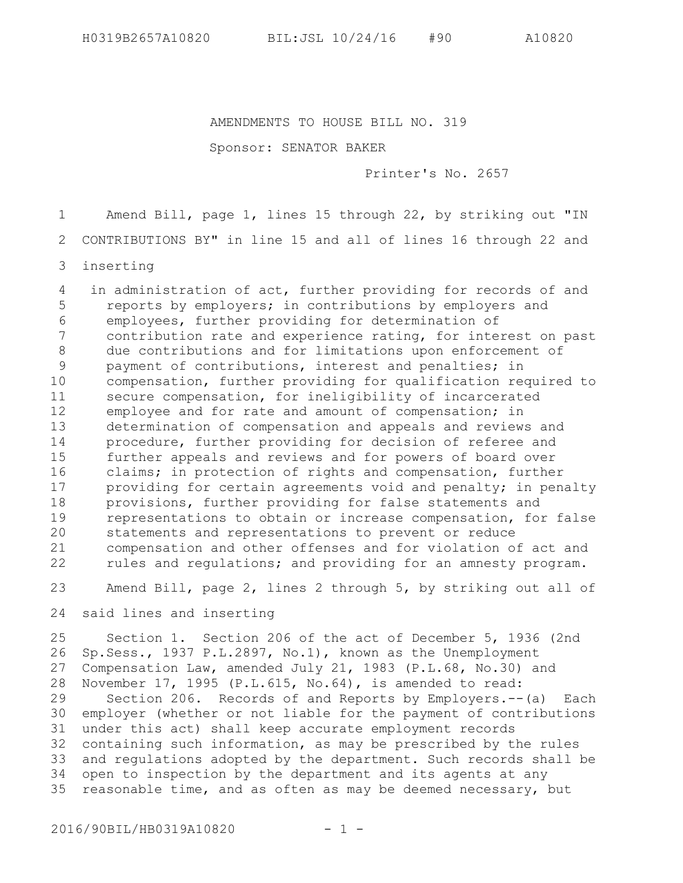AMENDMENTS TO HOUSE BILL NO. 319

Sponsor: SENATOR BAKER

Printer's No. 2657

Amend Bill, page 1, lines 15 through 22, by striking out "IN CONTRIBUTIONS BY" in line 15 and all of lines 16 through 22 and inserting

in administration of act, further providing for records of and reports by employers; in contributions by employers and employees, further providing for determination of contribution rate and experience rating, for interest on past due contributions and for limitations upon enforcement of payment of contributions, interest and penalties; in compensation, further providing for qualification required to secure compensation, for ineligibility of incarcerated employee and for rate and amount of compensation; in determination of compensation and appeals and reviews and procedure, further providing for decision of referee and further appeals and reviews and for powers of board over claims; in protection of rights and compensation, further providing for certain agreements void and penalty; in penalty provisions, further providing for false statements and representations to obtain or increase compensation, for false statements and representations to prevent or reduce compensation and other offenses and for violation of act and rules and regulations; and providing for an amnesty program.

Amend Bill, page 2, lines 2 through 5, by striking out all of said lines and inserting

Section 1. Section 206 of the act of December 5, 1936 (2nd Sp.Sess., 1937 P.L.2897, No.1), known as the Unemployment Compensation Law, amended July 21, 1983 (P.L.68, No.30) and November 17, 1995 (P.L.615, No.64), is amended to read:

Section 206. Records of and Reports by Employers.--(a) Each employer (whether or not liable for the payment of contributions under this act) shall keep accurate employment records containing such information, as may be prescribed by the rules and regulations adopted by the department. Such records shall be open to inspection by the department and its agents at any reasonable time, and as often as may be deemed necessary, but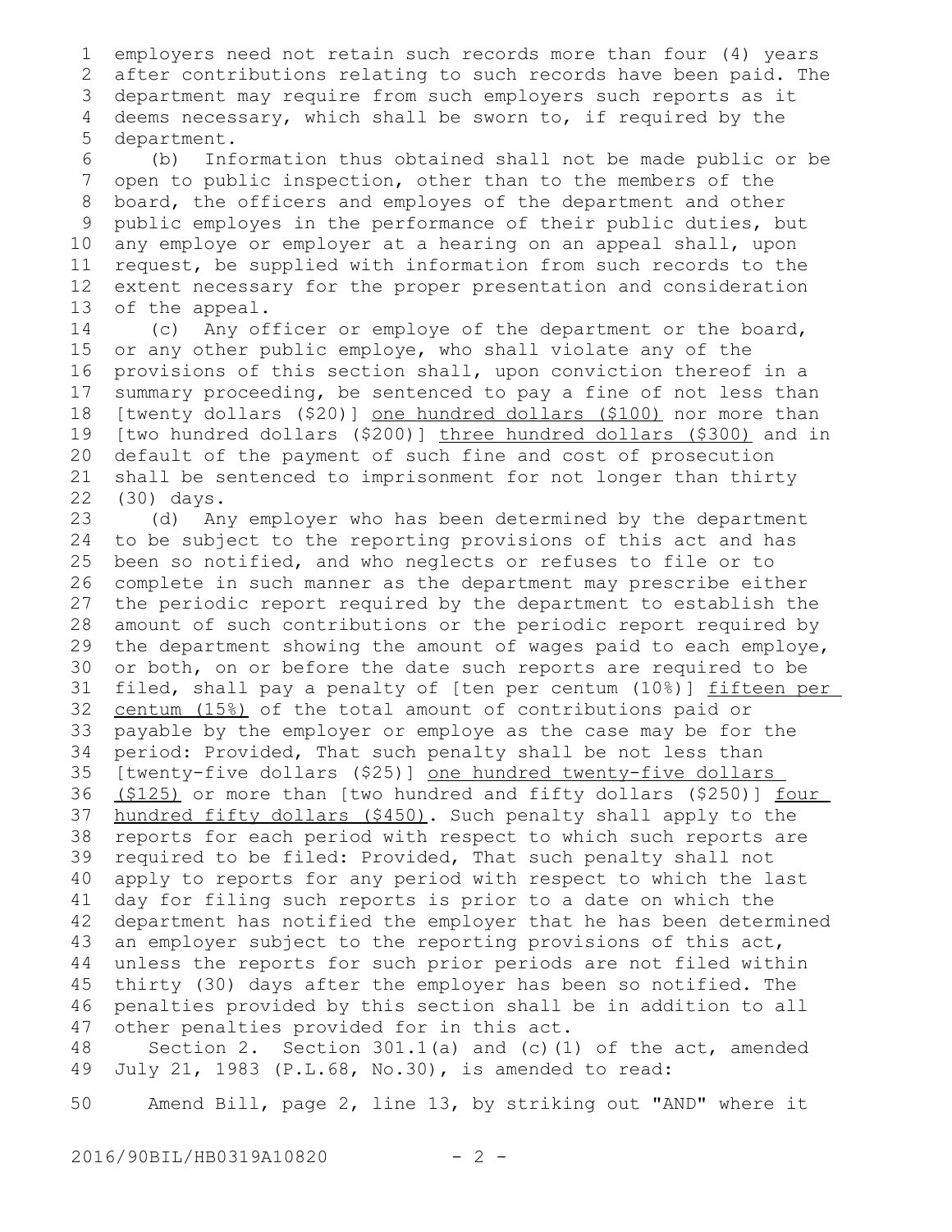employers need not retain such records more than four (4) years after contributions relating to such records have been paid. The department may require from such employers such reports as it deems necessary, which shall be sworn to, if required by the department.

(b) Information thus obtained shall not be made public or be open to public inspection, other than to the members of the board, the officers and employes of the department and other public employes in the performance of their public duties, but any employe or employer at a hearing on an appeal shall, upon request, be supplied with information from such records to the extent necessary for the proper presentation and consideration of the appeal.

(c) Any officer or employe of the department or the board, or any other public employe, who shall violate any of the provisions of this section shall, upon conviction thereof in a summary proceeding, be sentenced to pay a fine of not less than [twenty dollars ($20)] <u>one hundred dollars ($100)</u> nor more than [two hundred dollars ($200)] <u>three hundred dollars ($300)</u> and in default of the payment of such fine and cost of prosecution shall be sentenced to imprisonment for not longer than thirty (30) days.

(d) Any employer who has been determined by the department to be subject to the reporting provisions of this act and has been so notified, and who neglects or refuses to file or to complete in such manner as the department may prescribe either the periodic report required by the department to establish the amount of such contributions or the periodic report required by the department showing the amount of wages paid to each employe, or both, on or before the date such reports are required to be filed, shall pay a penalty of [ten per centum (10%)] <u>fifteen per centum (15%)</u> of the total amount of contributions paid or payable by the employer or employe as the case may be for the period: Provided, That such penalty shall be not less than [twenty-five dollars ($25)] <u>one hundred twenty-five dollars ($125)</u> or more than [two hundred and fifty dollars ($250)] <u>four hundred fifty dollars ($450)</u>. Such penalty shall apply to the reports for each period with respect to which such reports are required to be filed: Provided, That such penalty shall not apply to reports for any period with respect to which the last day for filing such reports is prior to a date on which the department has notified the employer that he has been determined an employer subject to the reporting provisions of this act, unless the reports for such prior periods are not filed within thirty (30) days after the employer has been so notified. The penalties provided by this section shall be in addition to all other penalties provided for in this act.

Section 2. Section 301.1(a) and (c)(1) of the act, amended July 21, 1983 (P.L.68, No.30), is amended to read:

Amend Bill, page 2, line 13, by striking out "AND" where it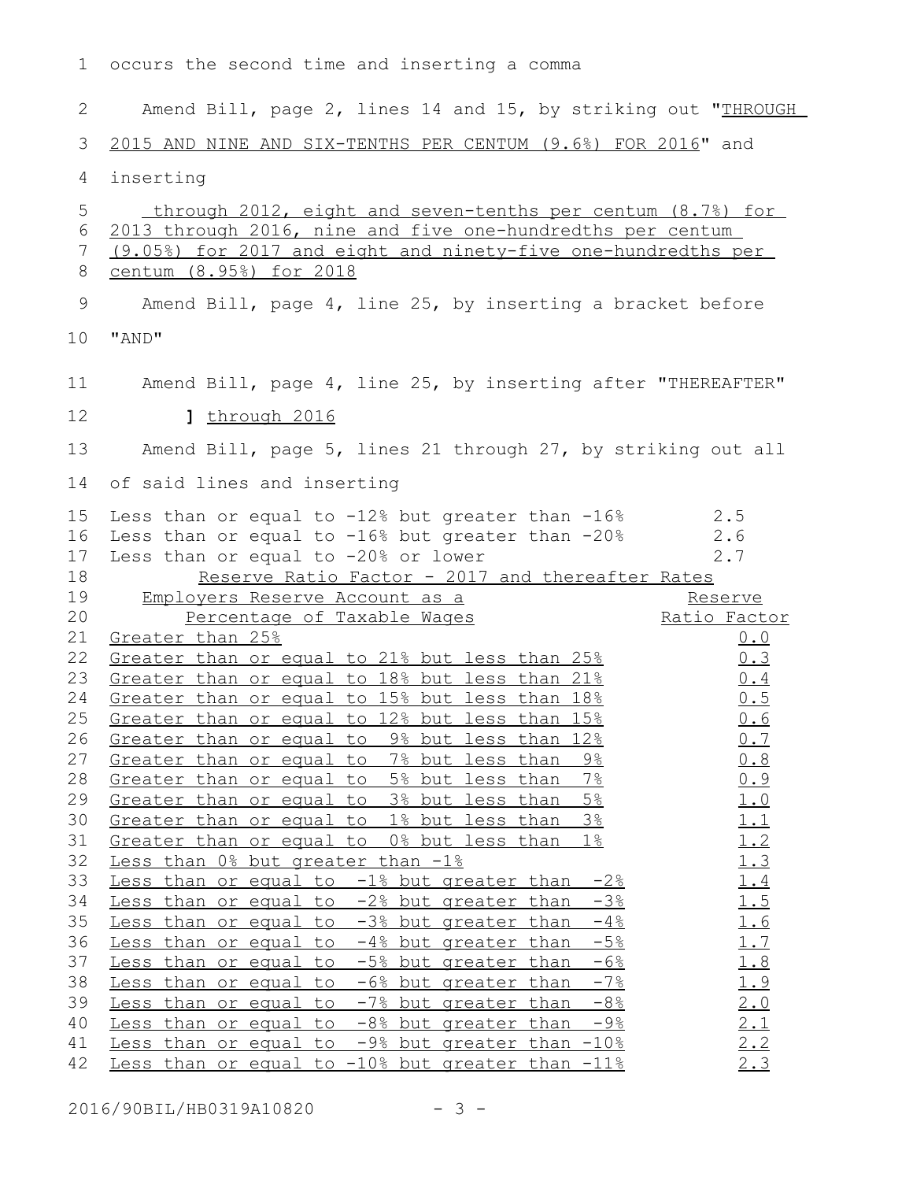occurs the second time and inserting a comma

Amend Bill, page 2, lines 14 and 15, by striking out "THROUGH 2015 AND NINE AND SIX-TENTHS PER CENTUM (9.6%) FOR 2016" and inserting

through 2012, eight and seven-tenths per centum (8.7%) for 2013 through 2016, nine and five one-hundredths per centum (9.05%) for 2017 and eight and ninety-five one-hundredths per centum (8.95%) for 2018

Amend Bill, page 4, line 25, by inserting a bracket before "AND"

Amend Bill, page 4, line 25, by inserting after "THEREAFTER"

] through 2016

Amend Bill, page 5, lines 21 through 27, by striking out all of said lines and inserting

| | |
|---|---|
| Less than or equal to -12% but greater than -16% | 2.5 |
| Less than or equal to -16% but greater than -20% | 2.6 |
| Less than or equal to -20% or lower | 2.7 |

Reserve Ratio Factor - 2017 and thereafter Rates

| Employers Reserve Account as a Percentage of Taxable Wages | Reserve Ratio Factor |
|---|---|
| Greater than 25% | 0.0 |
| Greater than or equal to 21% but less than 25% | 0.3 |
| Greater than or equal to 18% but less than 21% | 0.4 |
| Greater than or equal to 15% but less than 18% | 0.5 |
| Greater than or equal to 12% but less than 15% | 0.6 |
| Greater than or equal to 9% but less than 12% | 0.7 |
| Greater than or equal to 7% but less than 9% | 0.8 |
| Greater than or equal to 5% but less than 7% | 0.9 |
| Greater than or equal to 3% but less than 5% | 1.0 |
| Greater than or equal to 1% but less than 3% | 1.1 |
| Greater than or equal to 0% but less than 1% | 1.2 |
| Less than 0% but greater than -1% | 1.3 |
| Less than or equal to -1% but greater than -2% | 1.4 |
| Less than or equal to -2% but greater than -3% | 1.5 |
| Less than or equal to -3% but greater than -4% | 1.6 |
| Less than or equal to -4% but greater than -5% | 1.7 |
| Less than or equal to -5% but greater than -6% | 1.8 |
| Less than or equal to -6% but greater than -7% | 1.9 |
| Less than or equal to -7% but greater than -8% | 2.0 |
| Less than or equal to -8% but greater than -9% | 2.1 |
| Less than or equal to -9% but greater than -10% | 2.2 |
| Less than or equal to -10% but greater than -11% | 2.3 |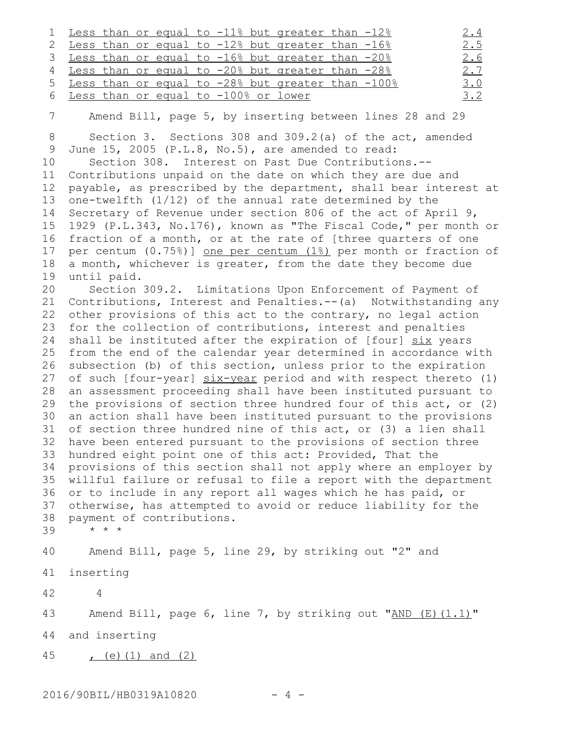| | |
|---|---|
| <u>Less than or equal to -11% but greater than -12%</u> | <u>2.4</u> |
| <u>Less than or equal to -12% but greater than -16%</u> | <u>2.5</u> |
| <u>Less than or equal to -16% but greater than -20%</u> | <u>2.6</u> |
| <u>Less than or equal to -20% but greater than -28%</u> | <u>2.7</u> |
| <u>Less than or equal to -28% but greater than -100%</u> | <u>3.0</u> |
| <u>Less than or equal to -100% or lower</u> | <u>3.2</u> |

Amend Bill, page 5, by inserting between lines 28 and 29

Section 3. Sections 308 and 309.2(a) of the act, amended June 15, 2005 (P.L.8, No.5), are amended to read:

Section 308. Interest on Past Due Contributions.--Contributions unpaid on the date on which they are due and payable, as prescribed by the department, shall bear interest at one-twelfth (1/12) of the annual rate determined by the Secretary of Revenue under section 806 of the act of April 9, 1929 (P.L.343, No.176), known as "The Fiscal Code," per month or fraction of a month, or at the rate of [three quarters of one per centum (0.75%)] <u>one per centum (1%)</u> per month or fraction of a month, whichever is greater, from the date they become due until paid.

Section 309.2. Limitations Upon Enforcement of Payment of Contributions, Interest and Penalties.--(a) Notwithstanding any other provisions of this act to the contrary, no legal action for the collection of contributions, interest and penalties shall be instituted after the expiration of [four] <u>six</u> years from the end of the calendar year determined in accordance with subsection (b) of this section, unless prior to the expiration of such [four-year] <u>six-year</u> period and with respect thereto (1) an assessment proceeding shall have been instituted pursuant to the provisions of section three hundred four of this act, or (2) an action shall have been instituted pursuant to the provisions of section three hundred nine of this act, or (3) a lien shall have been entered pursuant to the provisions of section three hundred eight point one of this act: Provided, That the provisions of this section shall not apply where an employer by willful failure or refusal to file a report with the department or to include in any report all wages which he has paid, or otherwise, has attempted to avoid or reduce liability for the payment of contributions.

\* \* \*

Amend Bill, page 5, line 29, by striking out "2" and inserting

4

Amend Bill, page 6, line 7, by striking out "<u>AND (E)(1.1)</u>" and inserting

<u>, (e)(1) and (2)</u>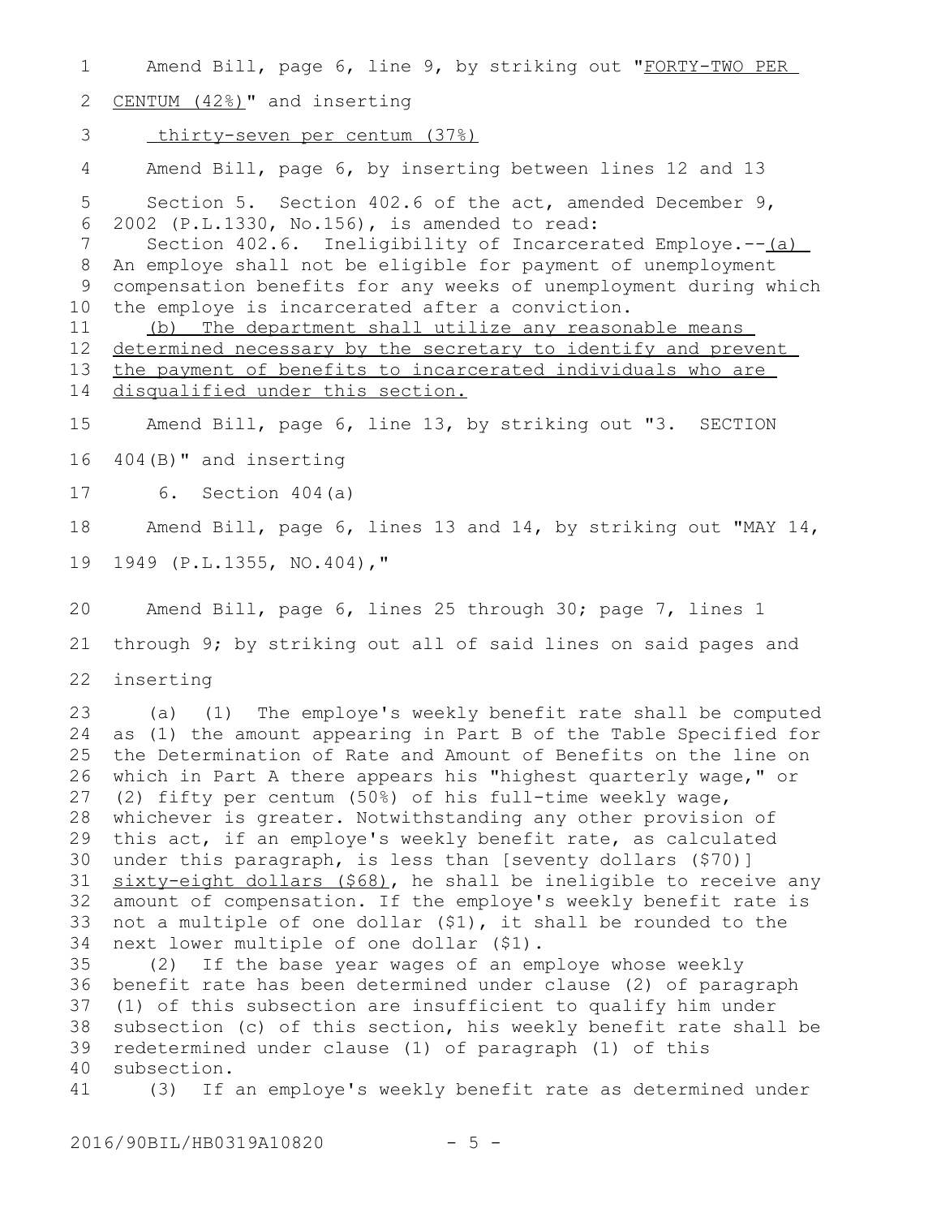Amend Bill, page 6, line 9, by striking out "FORTY-TWO PER CENTUM (42%)" and inserting

thirty-seven per centum (37%)

Amend Bill, page 6, by inserting between lines 12 and 13

Section 5. Section 402.6 of the act, amended December 9, 2002 (P.L.1330, No.156), is amended to read:

Section 402.6. Ineligibility of Incarcerated Employe.--(a) An employe shall not be eligible for payment of unemployment compensation benefits for any weeks of unemployment during which the employe is incarcerated after a conviction.

(b) The department shall utilize any reasonable means determined necessary by the secretary to identify and prevent the payment of benefits to incarcerated individuals who are disqualified under this section.

Amend Bill, page 6, line 13, by striking out "3. SECTION 404(B)" and inserting

6. Section 404(a)

Amend Bill, page 6, lines 13 and 14, by striking out "MAY 14, 1949 (P.L.1355, NO.404),"

Amend Bill, page 6, lines 25 through 30; page 7, lines 1 through 9; by striking out all of said lines on said pages and inserting

(a) (1) The employe's weekly benefit rate shall be computed as (1) the amount appearing in Part B of the Table Specified for the Determination of Rate and Amount of Benefits on the line on which in Part A there appears his "highest quarterly wage," or (2) fifty per centum (50%) of his full-time weekly wage, whichever is greater. Notwithstanding any other provision of this act, if an employe's weekly benefit rate, as calculated under this paragraph, is less than [seventy dollars ($70)] sixty-eight dollars ($68), he shall be ineligible to receive any amount of compensation. If the employe's weekly benefit rate is not a multiple of one dollar ($1), it shall be rounded to the next lower multiple of one dollar ($1).

(2) If the base year wages of an employe whose weekly benefit rate has been determined under clause (2) of paragraph (1) of this subsection are insufficient to qualify him under subsection (c) of this section, his weekly benefit rate shall be redetermined under clause (1) of paragraph (1) of this subsection.

(3) If an employe's weekly benefit rate as determined under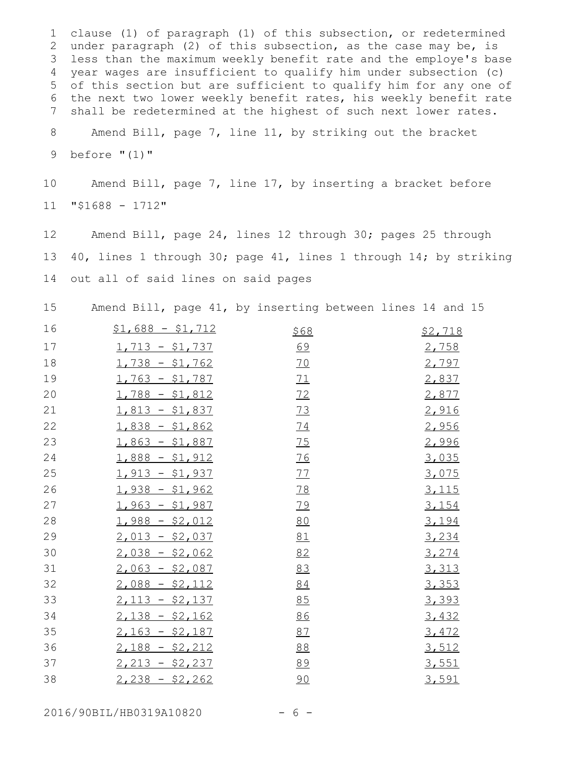clause (1) of paragraph (1) of this subsection, or redetermined under paragraph (2) of this subsection, as the case may be, is less than the maximum weekly benefit rate and the employe's base year wages are insufficient to qualify him under subsection (c) of this section but are sufficient to qualify him for any one of the next two lower weekly benefit rates, his weekly benefit rate shall be redetermined at the highest of such next lower rates.

Amend Bill, page 7, line 11, by striking out the bracket before "(1)"

Amend Bill, page 7, line 17, by inserting a bracket before "$1688 - 1712"

Amend Bill, page 24, lines 12 through 30; pages 25 through 40, lines 1 through 30; page 41, lines 1 through 14; by striking out all of said lines on said pages

Amend Bill, page 41, by inserting between lines 14 and 15

| | | |
|---|---|---|
| $1,688 - $1,712 | $68 | $2,718 |
| 1,713 - $1,737 | 69 | 2,758 |
| 1,738 - $1,762 | 70 | 2,797 |
| 1,763 - $1,787 | 71 | 2,837 |
| 1,788 - $1,812 | 72 | 2,877 |
| 1,813 - $1,837 | 73 | 2,916 |
| 1,838 - $1,862 | 74 | 2,956 |
| 1,863 - $1,887 | 75 | 2,996 |
| 1,888 - $1,912 | 76 | 3,035 |
| 1,913 - $1,937 | 77 | 3,075 |
| 1,938 - $1,962 | 78 | 3,115 |
| 1,963 - $1,987 | 79 | 3,154 |
| 1,988 - $2,012 | 80 | 3,194 |
| 2,013 - $2,037 | 81 | 3,234 |
| 2,038 - $2,062 | 82 | 3,274 |
| 2,063 - $2,087 | 83 | 3,313 |
| 2,088 - $2,112 | 84 | 3,353 |
| 2,113 - $2,137 | 85 | 3,393 |
| 2,138 - $2,162 | 86 | 3,432 |
| 2,163 - $2,187 | 87 | 3,472 |
| 2,188 - $2,212 | 88 | 3,512 |
| 2,213 - $2,237 | 89 | 3,551 |
| 2,238 - $2,262 | 90 | 3,591 |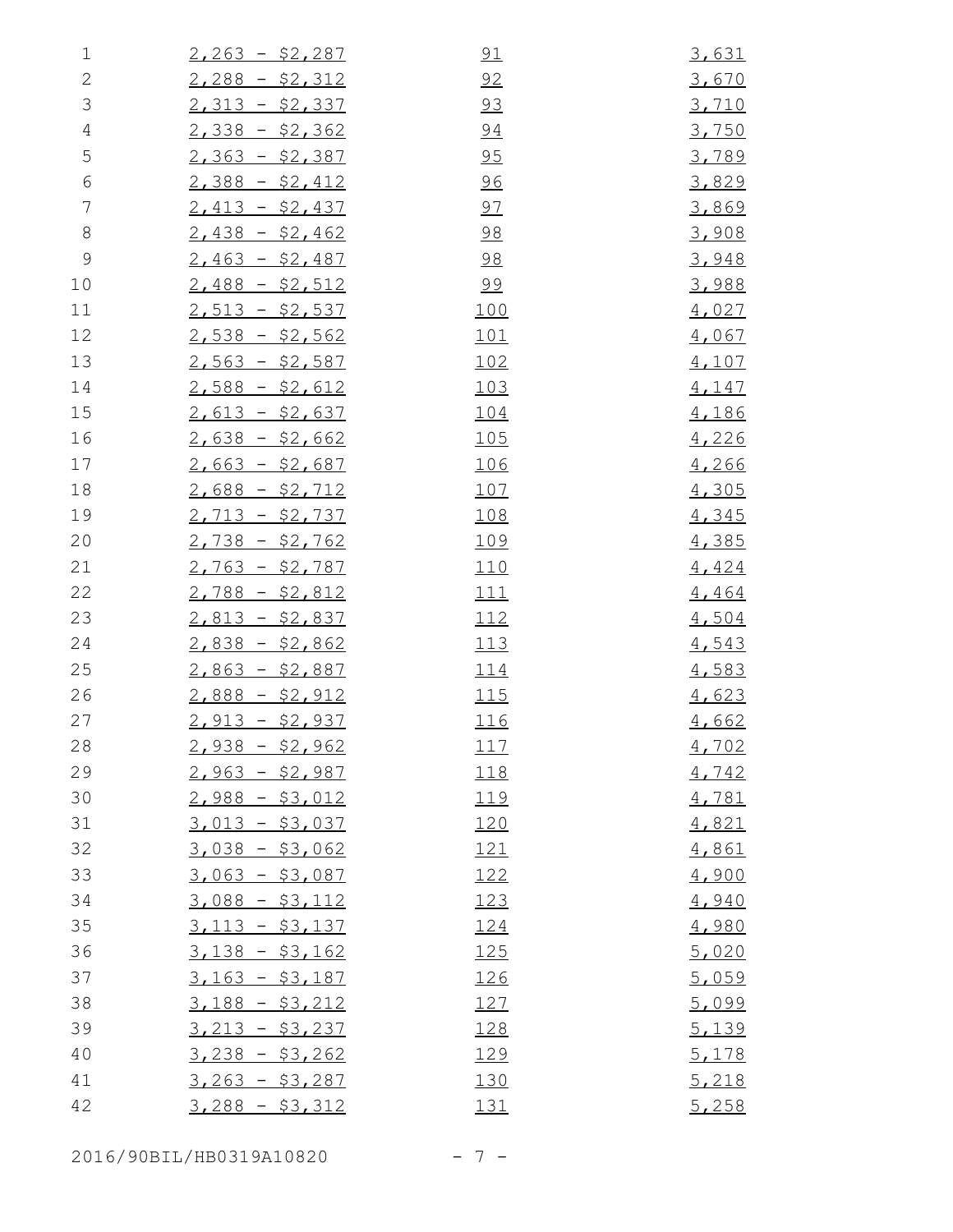| | | |
|---|---|---|
| 2,263 - $2,287 | 91 | 3,631 |
| 2,288 - $2,312 | 92 | 3,670 |
| 2,313 - $2,337 | 93 | 3,710 |
| 2,338 - $2,362 | 94 | 3,750 |
| 2,363 - $2,387 | 95 | 3,789 |
| 2,388 - $2,412 | 96 | 3,829 |
| 2,413 - $2,437 | 97 | 3,869 |
| 2,438 - $2,462 | 98 | 3,908 |
| 2,463 - $2,487 | 98 | 3,948 |
| 2,488 - $2,512 | 99 | 3,988 |
| 2,513 - $2,537 | 100 | 4,027 |
| 2,538 - $2,562 | 101 | 4,067 |
| 2,563 - $2,587 | 102 | 4,107 |
| 2,588 - $2,612 | 103 | 4,147 |
| 2,613 - $2,637 | 104 | 4,186 |
| 2,638 - $2,662 | 105 | 4,226 |
| 2,663 - $2,687 | 106 | 4,266 |
| 2,688 - $2,712 | 107 | 4,305 |
| 2,713 - $2,737 | 108 | 4,345 |
| 2,738 - $2,762 | 109 | 4,385 |
| 2,763 - $2,787 | 110 | 4,424 |
| 2,788 - $2,812 | 111 | 4,464 |
| 2,813 - $2,837 | 112 | 4,504 |
| 2,838 - $2,862 | 113 | 4,543 |
| 2,863 - $2,887 | 114 | 4,583 |
| 2,888 - $2,912 | 115 | 4,623 |
| 2,913 - $2,937 | 116 | 4,662 |
| 2,938 - $2,962 | 117 | 4,702 |
| 2,963 - $2,987 | 118 | 4,742 |
| 2,988 - $3,012 | 119 | 4,781 |
| 3,013 - $3,037 | 120 | 4,821 |
| 3,038 - $3,062 | 121 | 4,861 |
| 3,063 - $3,087 | 122 | 4,900 |
| 3,088 - $3,112 | 123 | 4,940 |
| 3,113 - $3,137 | 124 | 4,980 |
| 3,138 - $3,162 | 125 | 5,020 |
| 3,163 - $3,187 | 126 | 5,059 |
| 3,188 - $3,212 | 127 | 5,099 |
| 3,213 - $3,237 | 128 | 5,139 |
| 3,238 - $3,262 | 129 | 5,178 |
| 3,263 - $3,287 | 130 | 5,218 |
| 3,288 - $3,312 | 131 | 5,258 |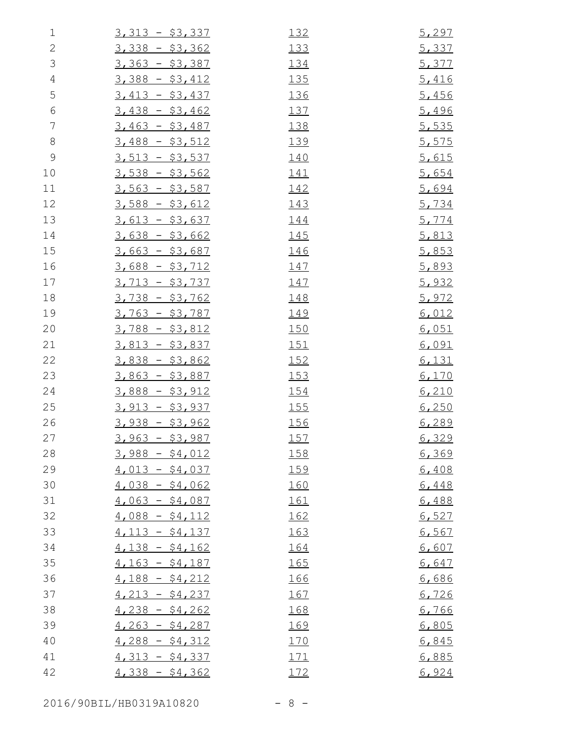| | | |
|---|---|---|
| 3,313 - $3,337 | 132 | 5,297 |
| 3,338 - $3,362 | 133 | 5,337 |
| 3,363 - $3,387 | 134 | 5,377 |
| 3,388 - $3,412 | 135 | 5,416 |
| 3,413 - $3,437 | 136 | 5,456 |
| 3,438 - $3,462 | 137 | 5,496 |
| 3,463 - $3,487 | 138 | 5,535 |
| 3,488 - $3,512 | 139 | 5,575 |
| 3,513 - $3,537 | 140 | 5,615 |
| 3,538 - $3,562 | 141 | 5,654 |
| 3,563 - $3,587 | 142 | 5,694 |
| 3,588 - $3,612 | 143 | 5,734 |
| 3,613 - $3,637 | 144 | 5,774 |
| 3,638 - $3,662 | 145 | 5,813 |
| 3,663 - $3,687 | 146 | 5,853 |
| 3,688 - $3,712 | 147 | 5,893 |
| 3,713 - $3,737 | 147 | 5,932 |
| 3,738 - $3,762 | 148 | 5,972 |
| 3,763 - $3,787 | 149 | 6,012 |
| 3,788 - $3,812 | 150 | 6,051 |
| 3,813 - $3,837 | 151 | 6,091 |
| 3,838 - $3,862 | 152 | 6,131 |
| 3,863 - $3,887 | 153 | 6,170 |
| 3,888 - $3,912 | 154 | 6,210 |
| 3,913 - $3,937 | 155 | 6,250 |
| 3,938 - $3,962 | 156 | 6,289 |
| 3,963 - $3,987 | 157 | 6,329 |
| 3,988 - $4,012 | 158 | 6,369 |
| 4,013 - $4,037 | 159 | 6,408 |
| 4,038 - $4,062 | 160 | 6,448 |
| 4,063 - $4,087 | 161 | 6,488 |
| 4,088 - $4,112 | 162 | 6,527 |
| 4,113 - $4,137 | 163 | 6,567 |
| 4,138 - $4,162 | 164 | 6,607 |
| 4,163 - $4,187 | 165 | 6,647 |
| 4,188 - $4,212 | 166 | 6,686 |
| 4,213 - $4,237 | 167 | 6,726 |
| 4,238 - $4,262 | 168 | 6,766 |
| 4,263 - $4,287 | 169 | 6,805 |
| 4,288 - $4,312 | 170 | 6,845 |
| 4,313 - $4,337 | 171 | 6,885 |
| 4,338 - $4,362 | 172 | 6,924 |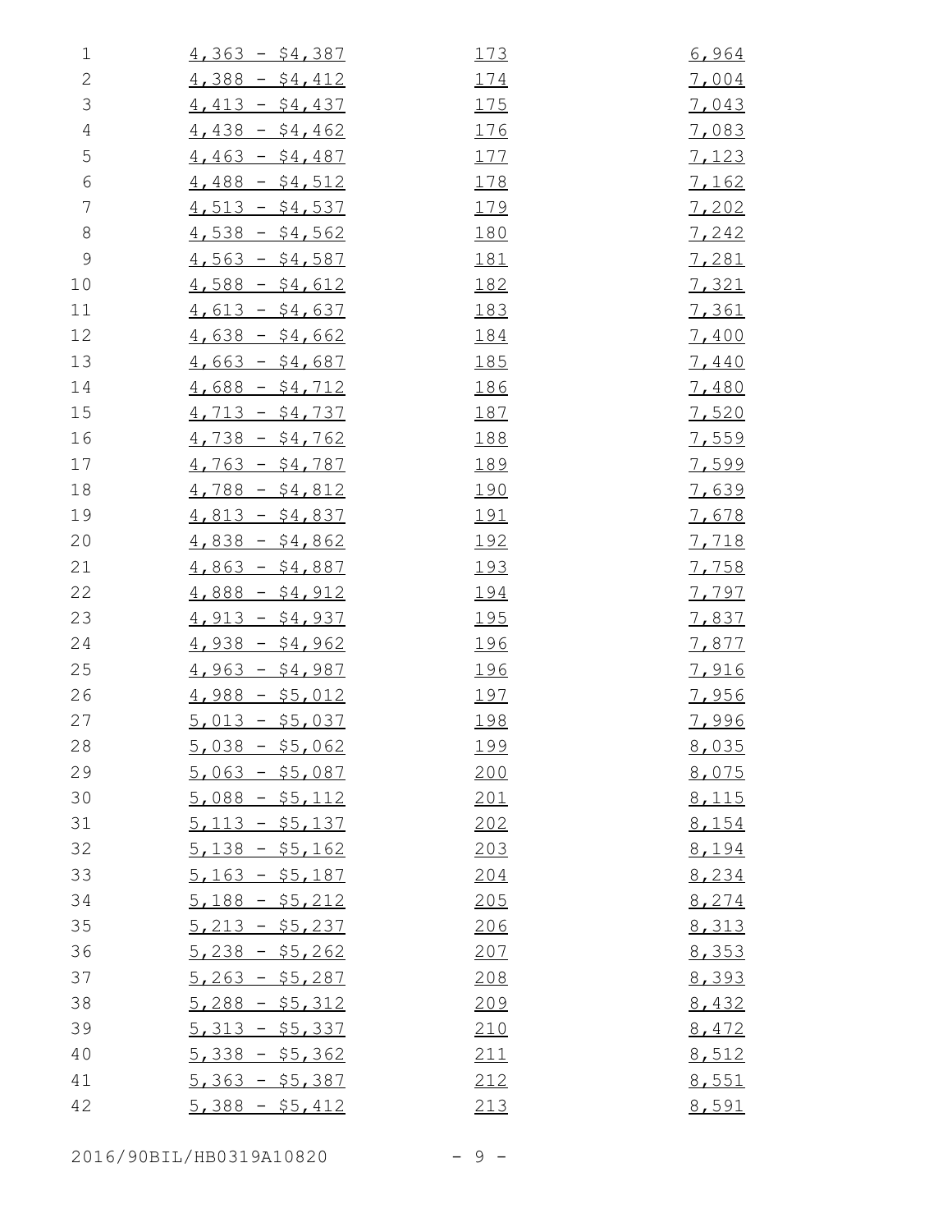| | | |
|---|---|---|
| 4,363 - $4,387 | 173 | 6,964 |
| 4,388 - $4,412 | 174 | 7,004 |
| 4,413 - $4,437 | 175 | 7,043 |
| 4,438 - $4,462 | 176 | 7,083 |
| 4,463 - $4,487 | 177 | 7,123 |
| 4,488 - $4,512 | 178 | 7,162 |
| 4,513 - $4,537 | 179 | 7,202 |
| 4,538 - $4,562 | 180 | 7,242 |
| 4,563 - $4,587 | 181 | 7,281 |
| 4,588 - $4,612 | 182 | 7,321 |
| 4,613 - $4,637 | 183 | 7,361 |
| 4,638 - $4,662 | 184 | 7,400 |
| 4,663 - $4,687 | 185 | 7,440 |
| 4,688 - $4,712 | 186 | 7,480 |
| 4,713 - $4,737 | 187 | 7,520 |
| 4,738 - $4,762 | 188 | 7,559 |
| 4,763 - $4,787 | 189 | 7,599 |
| 4,788 - $4,812 | 190 | 7,639 |
| 4,813 - $4,837 | 191 | 7,678 |
| 4,838 - $4,862 | 192 | 7,718 |
| 4,863 - $4,887 | 193 | 7,758 |
| 4,888 - $4,912 | 194 | 7,797 |
| 4,913 - $4,937 | 195 | 7,837 |
| 4,938 - $4,962 | 196 | 7,877 |
| 4,963 - $4,987 | 196 | 7,916 |
| 4,988 - $5,012 | 197 | 7,956 |
| 5,013 - $5,037 | 198 | 7,996 |
| 5,038 - $5,062 | 199 | 8,035 |
| 5,063 - $5,087 | 200 | 8,075 |
| 5,088 - $5,112 | 201 | 8,115 |
| 5,113 - $5,137 | 202 | 8,154 |
| 5,138 - $5,162 | 203 | 8,194 |
| 5,163 - $5,187 | 204 | 8,234 |
| 5,188 - $5,212 | 205 | 8,274 |
| 5,213 - $5,237 | 206 | 8,313 |
| 5,238 - $5,262 | 207 | 8,353 |
| 5,263 - $5,287 | 208 | 8,393 |
| 5,288 - $5,312 | 209 | 8,432 |
| 5,313 - $5,337 | 210 | 8,472 |
| 5,338 - $5,362 | 211 | 8,512 |
| 5,363 - $5,387 | 212 | 8,551 |
| 5,388 - $5,412 | 213 | 8,591 |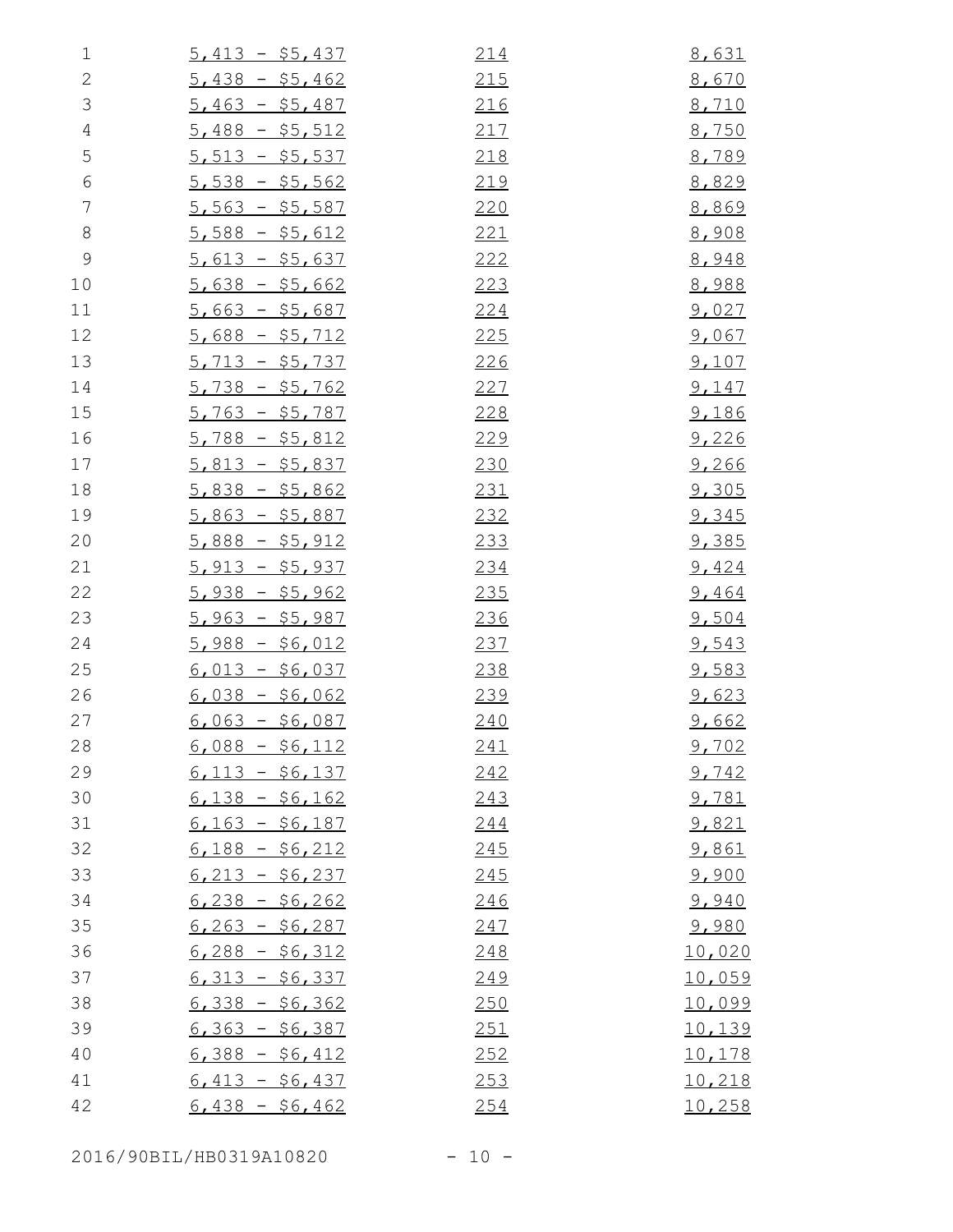| | | |
|---|---|---|
| 5,413 - $5,437 | 214 | 8,631 |
| 5,438 - $5,462 | 215 | 8,670 |
| 5,463 - $5,487 | 216 | 8,710 |
| 5,488 - $5,512 | 217 | 8,750 |
| 5,513 - $5,537 | 218 | 8,789 |
| 5,538 - $5,562 | 219 | 8,829 |
| 5,563 - $5,587 | 220 | 8,869 |
| 5,588 - $5,612 | 221 | 8,908 |
| 5,613 - $5,637 | 222 | 8,948 |
| 5,638 - $5,662 | 223 | 8,988 |
| 5,663 - $5,687 | 224 | 9,027 |
| 5,688 - $5,712 | 225 | 9,067 |
| 5,713 - $5,737 | 226 | 9,107 |
| 5,738 - $5,762 | 227 | 9,147 |
| 5,763 - $5,787 | 228 | 9,186 |
| 5,788 - $5,812 | 229 | 9,226 |
| 5,813 - $5,837 | 230 | 9,266 |
| 5,838 - $5,862 | 231 | 9,305 |
| 5,863 - $5,887 | 232 | 9,345 |
| 5,888 - $5,912 | 233 | 9,385 |
| 5,913 - $5,937 | 234 | 9,424 |
| 5,938 - $5,962 | 235 | 9,464 |
| 5,963 - $5,987 | 236 | 9,504 |
| 5,988 - $6,012 | 237 | 9,543 |
| 6,013 - $6,037 | 238 | 9,583 |
| 6,038 - $6,062 | 239 | 9,623 |
| 6,063 - $6,087 | 240 | 9,662 |
| 6,088 - $6,112 | 241 | 9,702 |
| 6,113 - $6,137 | 242 | 9,742 |
| 6,138 - $6,162 | 243 | 9,781 |
| 6,163 - $6,187 | 244 | 9,821 |
| 6,188 - $6,212 | 245 | 9,861 |
| 6,213 - $6,237 | 245 | 9,900 |
| 6,238 - $6,262 | 246 | 9,940 |
| 6,263 - $6,287 | 247 | 9,980 |
| 6,288 - $6,312 | 248 | 10,020 |
| 6,313 - $6,337 | 249 | 10,059 |
| 6,338 - $6,362 | 250 | 10,099 |
| 6,363 - $6,387 | 251 | 10,139 |
| 6,388 - $6,412 | 252 | 10,178 |
| 6,413 - $6,437 | 253 | 10,218 |
| 6,438 - $6,462 | 254 | 10,258 |

2016/90BIL/HB0319A10820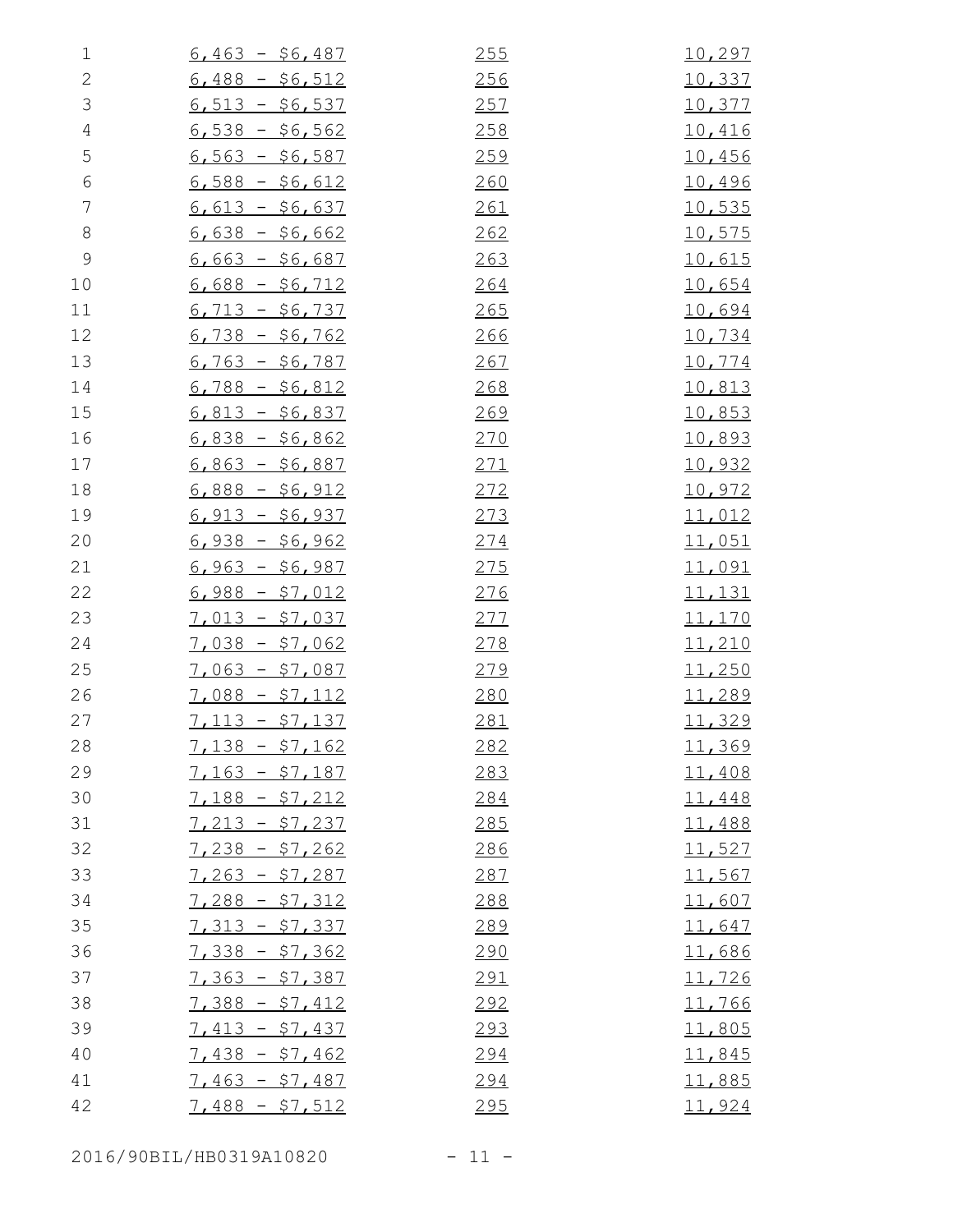| | | |
|---|---|---|
| 6,463 - $6,487 | 255 | 10,297 |
| 6,488 - $6,512 | 256 | 10,337 |
| 6,513 - $6,537 | 257 | 10,377 |
| 6,538 - $6,562 | 258 | 10,416 |
| 6,563 - $6,587 | 259 | 10,456 |
| 6,588 - $6,612 | 260 | 10,496 |
| 6,613 - $6,637 | 261 | 10,535 |
| 6,638 - $6,662 | 262 | 10,575 |
| 6,663 - $6,687 | 263 | 10,615 |
| 6,688 - $6,712 | 264 | 10,654 |
| 6,713 - $6,737 | 265 | 10,694 |
| 6,738 - $6,762 | 266 | 10,734 |
| 6,763 - $6,787 | 267 | 10,774 |
| 6,788 - $6,812 | 268 | 10,813 |
| 6,813 - $6,837 | 269 | 10,853 |
| 6,838 - $6,862 | 270 | 10,893 |
| 6,863 - $6,887 | 271 | 10,932 |
| 6,888 - $6,912 | 272 | 10,972 |
| 6,913 - $6,937 | 273 | 11,012 |
| 6,938 - $6,962 | 274 | 11,051 |
| 6,963 - $6,987 | 275 | 11,091 |
| 6,988 - $7,012 | 276 | 11,131 |
| 7,013 - $7,037 | 277 | 11,170 |
| 7,038 - $7,062 | 278 | 11,210 |
| 7,063 - $7,087 | 279 | 11,250 |
| 7,088 - $7,112 | 280 | 11,289 |
| 7,113 - $7,137 | 281 | 11,329 |
| 7,138 - $7,162 | 282 | 11,369 |
| 7,163 - $7,187 | 283 | 11,408 |
| 7,188 - $7,212 | 284 | 11,448 |
| 7,213 - $7,237 | 285 | 11,488 |
| 7,238 - $7,262 | 286 | 11,527 |
| 7,263 - $7,287 | 287 | 11,567 |
| 7,288 - $7,312 | 288 | 11,607 |
| 7,313 - $7,337 | 289 | 11,647 |
| 7,338 - $7,362 | 290 | 11,686 |
| 7,363 - $7,387 | 291 | 11,726 |
| 7,388 - $7,412 | 292 | 11,766 |
| 7,413 - $7,437 | 293 | 11,805 |
| 7,438 - $7,462 | 294 | 11,845 |
| 7,463 - $7,487 | 294 | 11,885 |
| 7,488 - $7,512 | 295 | 11,924 |

2016/90BIL/HB0319A10820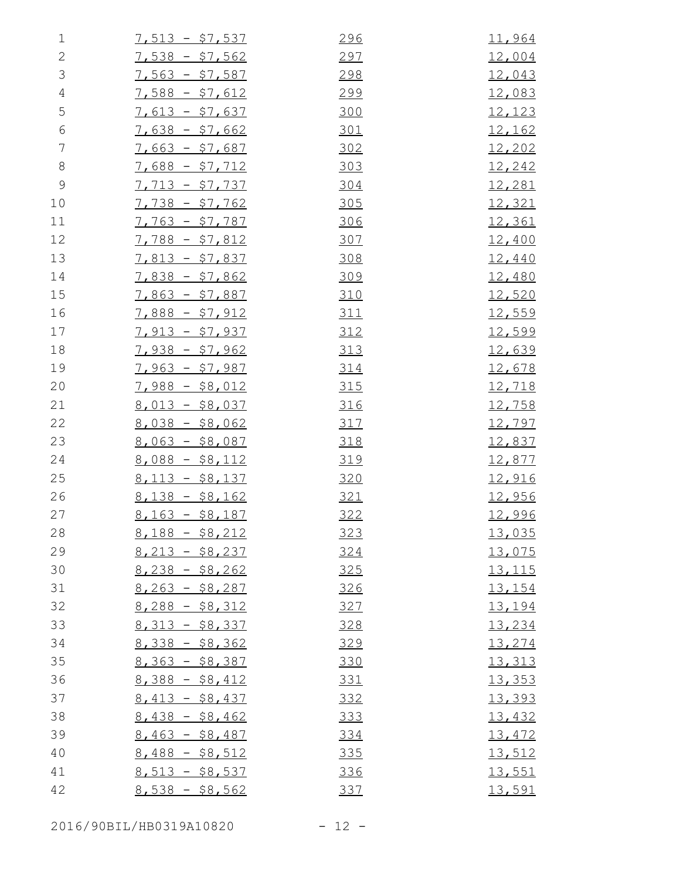| | | |
|---|---|---|
| 7,513 - $7,537 | 296 | 11,964 |
| 7,538 - $7,562 | 297 | 12,004 |
| 7,563 - $7,587 | 298 | 12,043 |
| 7,588 - $7,612 | 299 | 12,083 |
| 7,613 - $7,637 | 300 | 12,123 |
| 7,638 - $7,662 | 301 | 12,162 |
| 7,663 - $7,687 | 302 | 12,202 |
| 7,688 - $7,712 | 303 | 12,242 |
| 7,713 - $7,737 | 304 | 12,281 |
| 7,738 - $7,762 | 305 | 12,321 |
| 7,763 - $7,787 | 306 | 12,361 |
| 7,788 - $7,812 | 307 | 12,400 |
| 7,813 - $7,837 | 308 | 12,440 |
| 7,838 - $7,862 | 309 | 12,480 |
| 7,863 - $7,887 | 310 | 12,520 |
| 7,888 - $7,912 | 311 | 12,559 |
| 7,913 - $7,937 | 312 | 12,599 |
| 7,938 - $7,962 | 313 | 12,639 |
| 7,963 - $7,987 | 314 | 12,678 |
| 7,988 - $8,012 | 315 | 12,718 |
| 8,013 - $8,037 | 316 | 12,758 |
| 8,038 - $8,062 | 317 | 12,797 |
| 8,063 - $8,087 | 318 | 12,837 |
| 8,088 - $8,112 | 319 | 12,877 |
| 8,113 - $8,137 | 320 | 12,916 |
| 8,138 - $8,162 | 321 | 12,956 |
| 8,163 - $8,187 | 322 | 12,996 |
| 8,188 - $8,212 | 323 | 13,035 |
| 8,213 - $8,237 | 324 | 13,075 |
| 8,238 - $8,262 | 325 | 13,115 |
| 8,263 - $8,287 | 326 | 13,154 |
| 8,288 - $8,312 | 327 | 13,194 |
| 8,313 - $8,337 | 328 | 13,234 |
| 8,338 - $8,362 | 329 | 13,274 |
| 8,363 - $8,387 | 330 | 13,313 |
| 8,388 - $8,412 | 331 | 13,353 |
| 8,413 - $8,437 | 332 | 13,393 |
| 8,438 - $8,462 | 333 | 13,432 |
| 8,463 - $8,487 | 334 | 13,472 |
| 8,488 - $8,512 | 335 | 13,512 |
| 8,513 - $8,537 | 336 | 13,551 |
| 8,538 - $8,562 | 337 | 13,591 |

2016/90BIL/HB0319A10820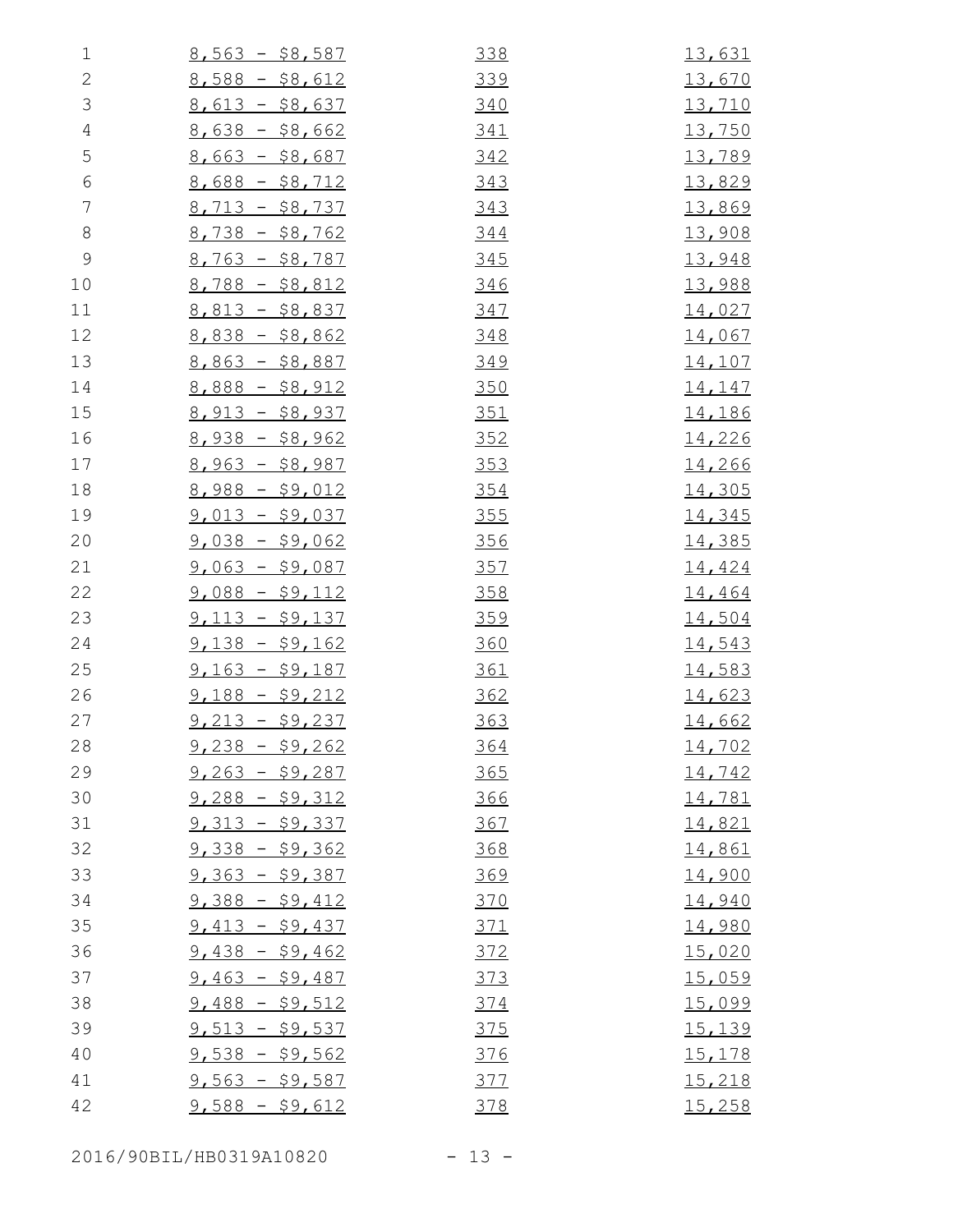| | | |
|---|---|---|
| 8,563 - $8,587 | 338 | 13,631 |
| 8,588 - $8,612 | 339 | 13,670 |
| 8,613 - $8,637 | 340 | 13,710 |
| 8,638 - $8,662 | 341 | 13,750 |
| 8,663 - $8,687 | 342 | 13,789 |
| 8,688 - $8,712 | 343 | 13,829 |
| 8,713 - $8,737 | 343 | 13,869 |
| 8,738 - $8,762 | 344 | 13,908 |
| 8,763 - $8,787 | 345 | 13,948 |
| 8,788 - $8,812 | 346 | 13,988 |
| 8,813 - $8,837 | 347 | 14,027 |
| 8,838 - $8,862 | 348 | 14,067 |
| 8,863 - $8,887 | 349 | 14,107 |
| 8,888 - $8,912 | 350 | 14,147 |
| 8,913 - $8,937 | 351 | 14,186 |
| 8,938 - $8,962 | 352 | 14,226 |
| 8,963 - $8,987 | 353 | 14,266 |
| 8,988 - $9,012 | 354 | 14,305 |
| 9,013 - $9,037 | 355 | 14,345 |
| 9,038 - $9,062 | 356 | 14,385 |
| 9,063 - $9,087 | 357 | 14,424 |
| 9,088 - $9,112 | 358 | 14,464 |
| 9,113 - $9,137 | 359 | 14,504 |
| 9,138 - $9,162 | 360 | 14,543 |
| 9,163 - $9,187 | 361 | 14,583 |
| 9,188 - $9,212 | 362 | 14,623 |
| 9,213 - $9,237 | 363 | 14,662 |
| 9,238 - $9,262 | 364 | 14,702 |
| 9,263 - $9,287 | 365 | 14,742 |
| 9,288 - $9,312 | 366 | 14,781 |
| 9,313 - $9,337 | 367 | 14,821 |
| 9,338 - $9,362 | 368 | 14,861 |
| 9,363 - $9,387 | 369 | 14,900 |
| 9,388 - $9,412 | 370 | 14,940 |
| 9,413 - $9,437 | 371 | 14,980 |
| 9,438 - $9,462 | 372 | 15,020 |
| 9,463 - $9,487 | 373 | 15,059 |
| 9,488 - $9,512 | 374 | 15,099 |
| 9,513 - $9,537 | 375 | 15,139 |
| 9,538 - $9,562 | 376 | 15,178 |
| 9,563 - $9,587 | 377 | 15,218 |
| 9,588 - $9,612 | 378 | 15,258 |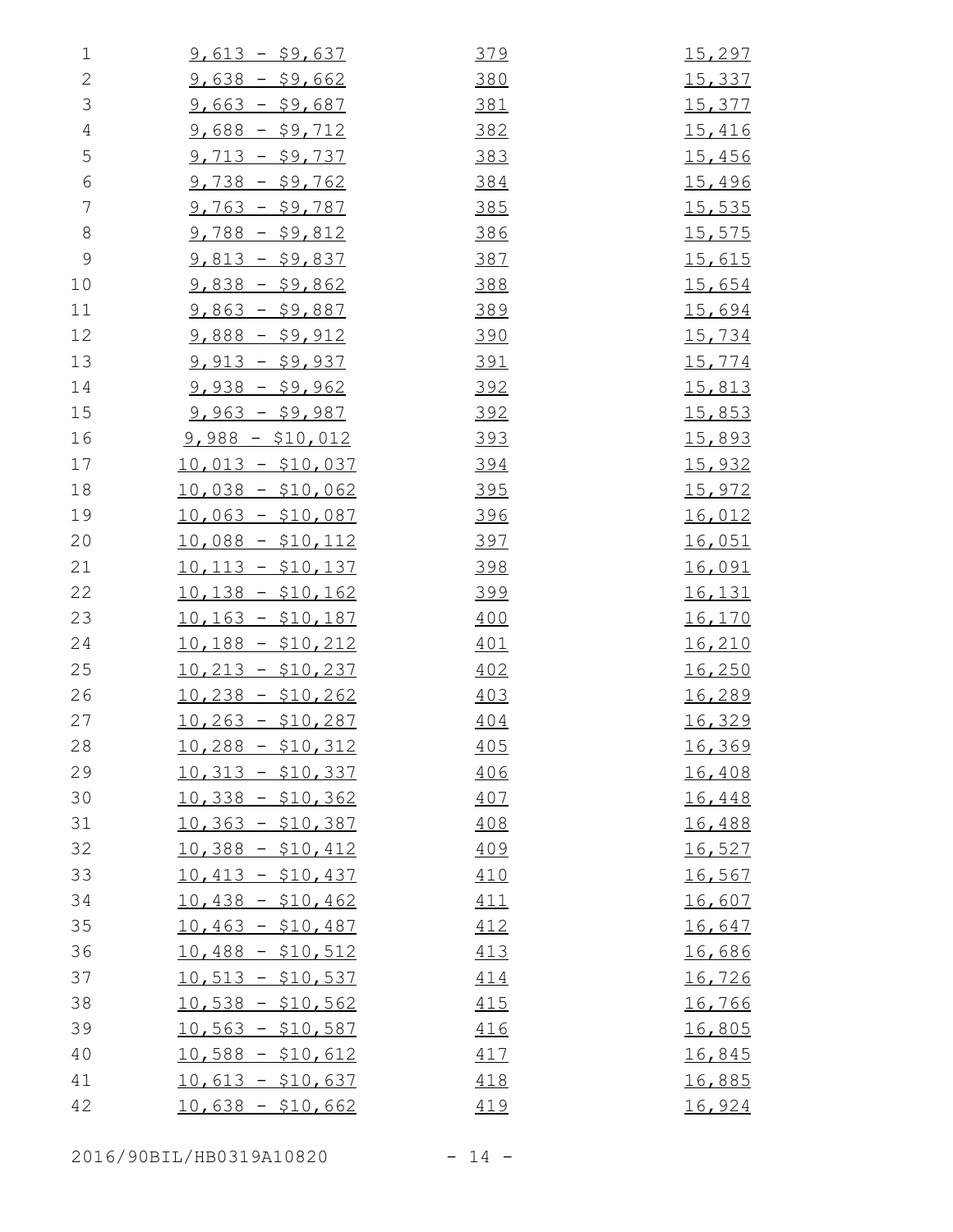| | | |
|---|---|---|
| 9,613 - $9,637 | 379 | 15,297 |
| 9,638 - $9,662 | 380 | 15,337 |
| 9,663 - $9,687 | 381 | 15,377 |
| 9,688 - $9,712 | 382 | 15,416 |
| 9,713 - $9,737 | 383 | 15,456 |
| 9,738 - $9,762 | 384 | 15,496 |
| 9,763 - $9,787 | 385 | 15,535 |
| 9,788 - $9,812 | 386 | 15,575 |
| 9,813 - $9,837 | 387 | 15,615 |
| 9,838 - $9,862 | 388 | 15,654 |
| 9,863 - $9,887 | 389 | 15,694 |
| 9,888 - $9,912 | 390 | 15,734 |
| 9,913 - $9,937 | 391 | 15,774 |
| 9,938 - $9,962 | 392 | 15,813 |
| 9,963 - $9,987 | 392 | 15,853 |
| 9,988 - $10,012 | 393 | 15,893 |
| 10,013 - $10,037 | 394 | 15,932 |
| 10,038 - $10,062 | 395 | 15,972 |
| 10,063 - $10,087 | 396 | 16,012 |
| 10,088 - $10,112 | 397 | 16,051 |
| 10,113 - $10,137 | 398 | 16,091 |
| 10,138 - $10,162 | 399 | 16,131 |
| 10,163 - $10,187 | 400 | 16,170 |
| 10,188 - $10,212 | 401 | 16,210 |
| 10,213 - $10,237 | 402 | 16,250 |
| 10,238 - $10,262 | 403 | 16,289 |
| 10,263 - $10,287 | 404 | 16,329 |
| 10,288 - $10,312 | 405 | 16,369 |
| 10,313 - $10,337 | 406 | 16,408 |
| 10,338 - $10,362 | 407 | 16,448 |
| 10,363 - $10,387 | 408 | 16,488 |
| 10,388 - $10,412 | 409 | 16,527 |
| 10,413 - $10,437 | 410 | 16,567 |
| 10,438 - $10,462 | 411 | 16,607 |
| 10,463 - $10,487 | 412 | 16,647 |
| 10,488 - $10,512 | 413 | 16,686 |
| 10,513 - $10,537 | 414 | 16,726 |
| 10,538 - $10,562 | 415 | 16,766 |
| 10,563 - $10,587 | 416 | 16,805 |
| 10,588 - $10,612 | 417 | 16,845 |
| 10,613 - $10,637 | 418 | 16,885 |
| 10,638 - $10,662 | 419 | 16,924 |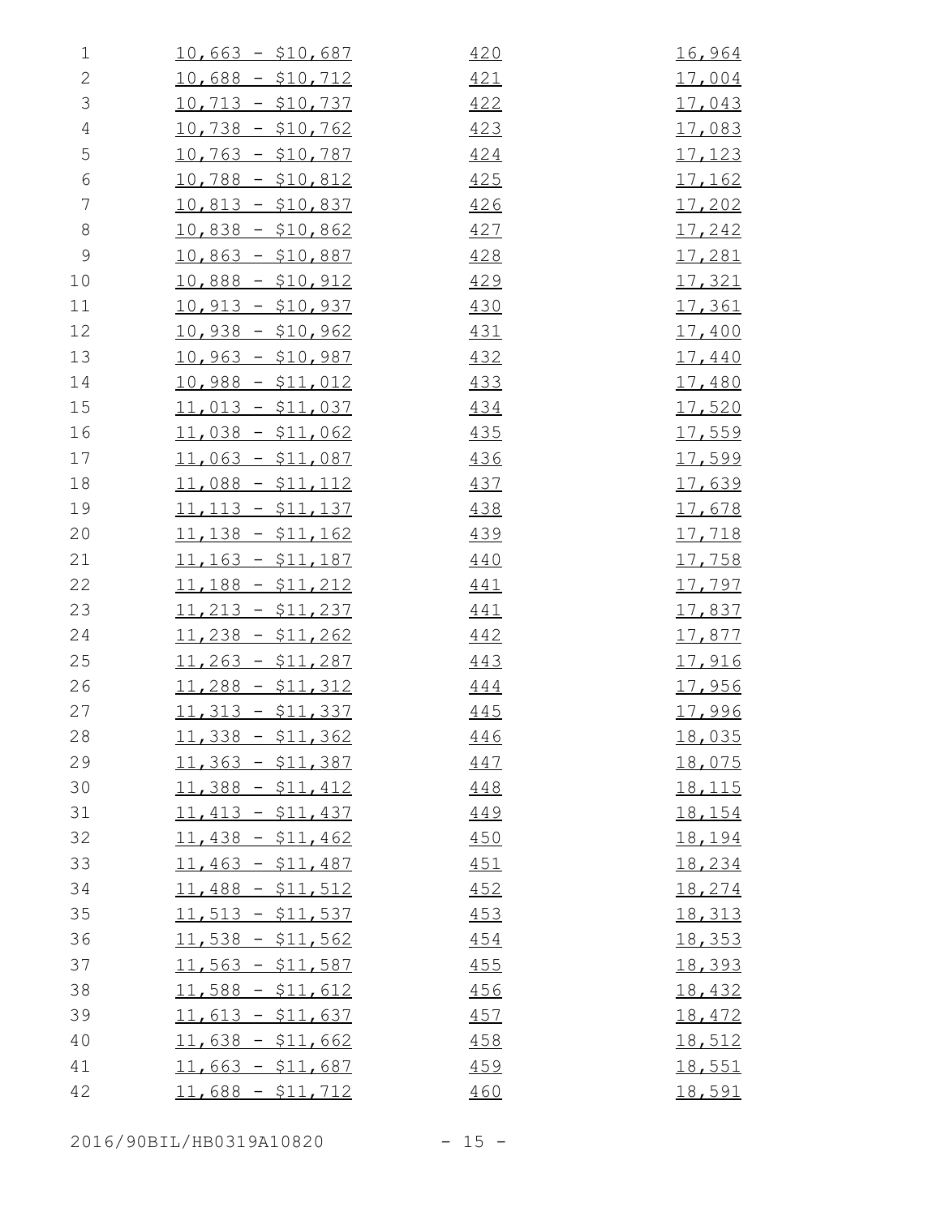| | | |
|---|---|---|
| 10,663 - $10,687 | 420 | 16,964 |
| 10,688 - $10,712 | 421 | 17,004 |
| 10,713 - $10,737 | 422 | 17,043 |
| 10,738 - $10,762 | 423 | 17,083 |
| 10,763 - $10,787 | 424 | 17,123 |
| 10,788 - $10,812 | 425 | 17,162 |
| 10,813 - $10,837 | 426 | 17,202 |
| 10,838 - $10,862 | 427 | 17,242 |
| 10,863 - $10,887 | 428 | 17,281 |
| 10,888 - $10,912 | 429 | 17,321 |
| 10,913 - $10,937 | 430 | 17,361 |
| 10,938 - $10,962 | 431 | 17,400 |
| 10,963 - $10,987 | 432 | 17,440 |
| 10,988 - $11,012 | 433 | 17,480 |
| 11,013 - $11,037 | 434 | 17,520 |
| 11,038 - $11,062 | 435 | 17,559 |
| 11,063 - $11,087 | 436 | 17,599 |
| 11,088 - $11,112 | 437 | 17,639 |
| 11,113 - $11,137 | 438 | 17,678 |
| 11,138 - $11,162 | 439 | 17,718 |
| 11,163 - $11,187 | 440 | 17,758 |
| 11,188 - $11,212 | 441 | 17,797 |
| 11,213 - $11,237 | 441 | 17,837 |
| 11,238 - $11,262 | 442 | 17,877 |
| 11,263 - $11,287 | 443 | 17,916 |
| 11,288 - $11,312 | 444 | 17,956 |
| 11,313 - $11,337 | 445 | 17,996 |
| 11,338 - $11,362 | 446 | 18,035 |
| 11,363 - $11,387 | 447 | 18,075 |
| 11,388 - $11,412 | 448 | 18,115 |
| 11,413 - $11,437 | 449 | 18,154 |
| 11,438 - $11,462 | 450 | 18,194 |
| 11,463 - $11,487 | 451 | 18,234 |
| 11,488 - $11,512 | 452 | 18,274 |
| 11,513 - $11,537 | 453 | 18,313 |
| 11,538 - $11,562 | 454 | 18,353 |
| 11,563 - $11,587 | 455 | 18,393 |
| 11,588 - $11,612 | 456 | 18,432 |
| 11,613 - $11,637 | 457 | 18,472 |
| 11,638 - $11,662 | 458 | 18,512 |
| 11,663 - $11,687 | 459 | 18,551 |
| 11,688 - $11,712 | 460 | 18,591 |

2016/90BIL/HB0319A10820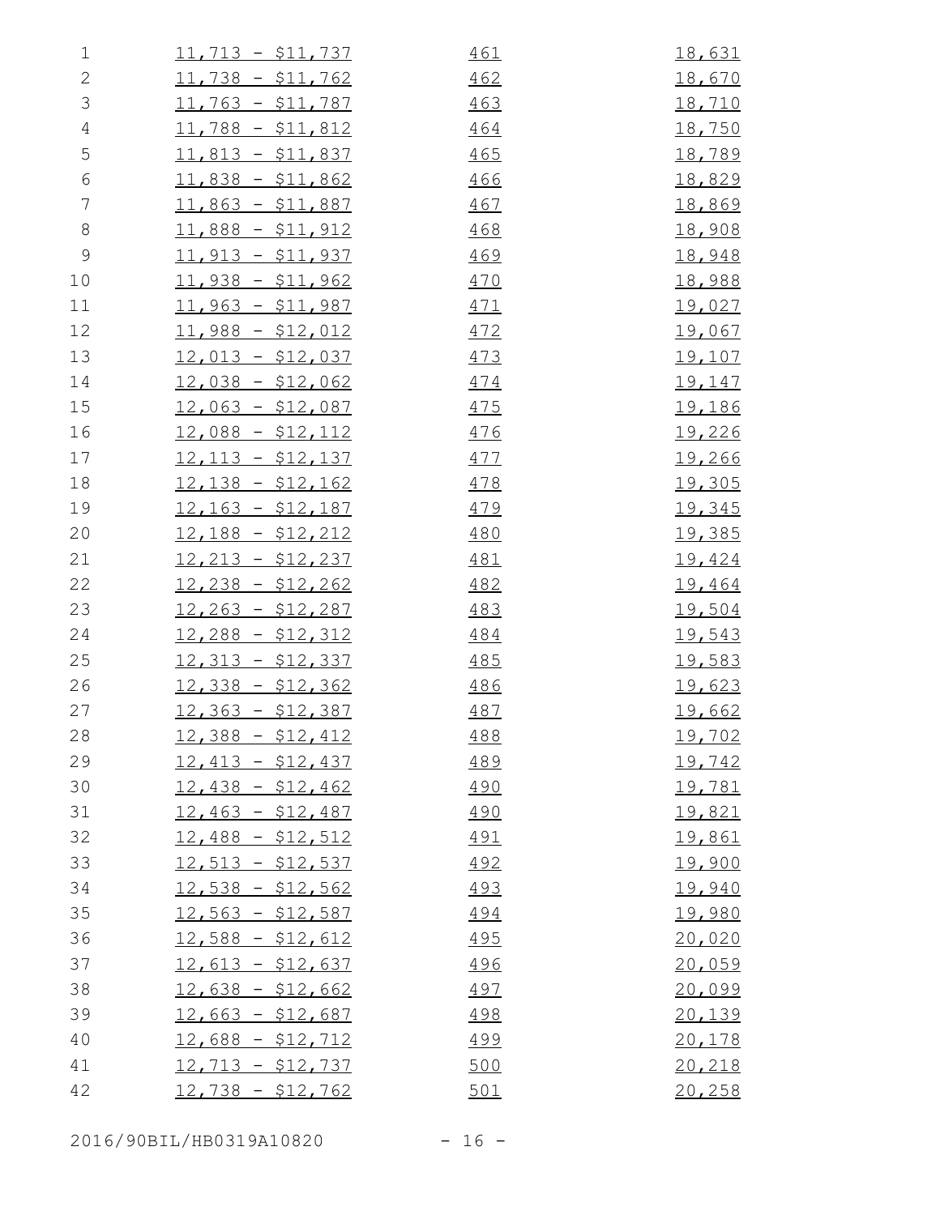| | | |
|---|---|---|
| 11,713 - $11,737 | 461 | 18,631 |
| 11,738 - $11,762 | 462 | 18,670 |
| 11,763 - $11,787 | 463 | 18,710 |
| 11,788 - $11,812 | 464 | 18,750 |
| 11,813 - $11,837 | 465 | 18,789 |
| 11,838 - $11,862 | 466 | 18,829 |
| 11,863 - $11,887 | 467 | 18,869 |
| 11,888 - $11,912 | 468 | 18,908 |
| 11,913 - $11,937 | 469 | 18,948 |
| 11,938 - $11,962 | 470 | 18,988 |
| 11,963 - $11,987 | 471 | 19,027 |
| 11,988 - $12,012 | 472 | 19,067 |
| 12,013 - $12,037 | 473 | 19,107 |
| 12,038 - $12,062 | 474 | 19,147 |
| 12,063 - $12,087 | 475 | 19,186 |
| 12,088 - $12,112 | 476 | 19,226 |
| 12,113 - $12,137 | 477 | 19,266 |
| 12,138 - $12,162 | 478 | 19,305 |
| 12,163 - $12,187 | 479 | 19,345 |
| 12,188 - $12,212 | 480 | 19,385 |
| 12,213 - $12,237 | 481 | 19,424 |
| 12,238 - $12,262 | 482 | 19,464 |
| 12,263 - $12,287 | 483 | 19,504 |
| 12,288 - $12,312 | 484 | 19,543 |
| 12,313 - $12,337 | 485 | 19,583 |
| 12,338 - $12,362 | 486 | 19,623 |
| 12,363 - $12,387 | 487 | 19,662 |
| 12,388 - $12,412 | 488 | 19,702 |
| 12,413 - $12,437 | 489 | 19,742 |
| 12,438 - $12,462 | 490 | 19,781 |
| 12,463 - $12,487 | 490 | 19,821 |
| 12,488 - $12,512 | 491 | 19,861 |
| 12,513 - $12,537 | 492 | 19,900 |
| 12,538 - $12,562 | 493 | 19,940 |
| 12,563 - $12,587 | 494 | 19,980 |
| 12,588 - $12,612 | 495 | 20,020 |
| 12,613 - $12,637 | 496 | 20,059 |
| 12,638 - $12,662 | 497 | 20,099 |
| 12,663 - $12,687 | 498 | 20,139 |
| 12,688 - $12,712 | 499 | 20,178 |
| 12,713 - $12,737 | 500 | 20,218 |
| 12,738 - $12,762 | 501 | 20,258 |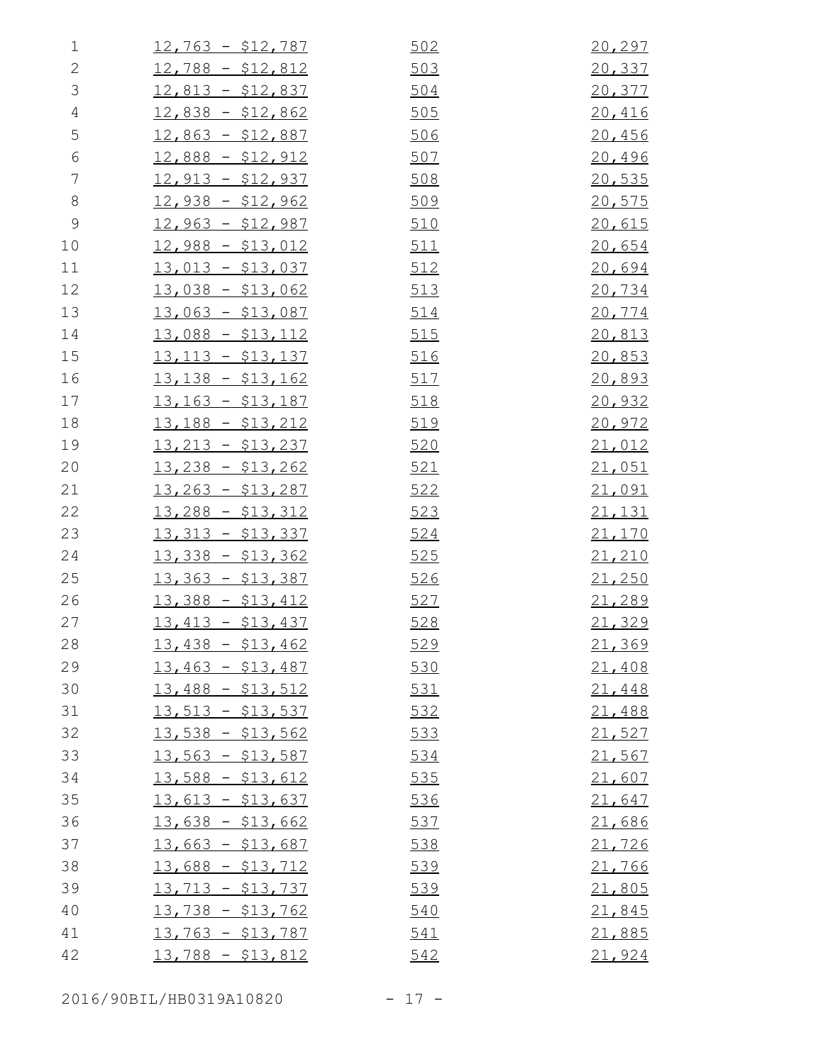| | | |
|---|---|---|
| 12,763 - $12,787 | 502 | 20,297 |
| 12,788 - $12,812 | 503 | 20,337 |
| 12,813 - $12,837 | 504 | 20,377 |
| 12,838 - $12,862 | 505 | 20,416 |
| 12,863 - $12,887 | 506 | 20,456 |
| 12,888 - $12,912 | 507 | 20,496 |
| 12,913 - $12,937 | 508 | 20,535 |
| 12,938 - $12,962 | 509 | 20,575 |
| 12,963 - $12,987 | 510 | 20,615 |
| 12,988 - $13,012 | 511 | 20,654 |
| 13,013 - $13,037 | 512 | 20,694 |
| 13,038 - $13,062 | 513 | 20,734 |
| 13,063 - $13,087 | 514 | 20,774 |
| 13,088 - $13,112 | 515 | 20,813 |
| 13,113 - $13,137 | 516 | 20,853 |
| 13,138 - $13,162 | 517 | 20,893 |
| 13,163 - $13,187 | 518 | 20,932 |
| 13,188 - $13,212 | 519 | 20,972 |
| 13,213 - $13,237 | 520 | 21,012 |
| 13,238 - $13,262 | 521 | 21,051 |
| 13,263 - $13,287 | 522 | 21,091 |
| 13,288 - $13,312 | 523 | 21,131 |
| 13,313 - $13,337 | 524 | 21,170 |
| 13,338 - $13,362 | 525 | 21,210 |
| 13,363 - $13,387 | 526 | 21,250 |
| 13,388 - $13,412 | 527 | 21,289 |
| 13,413 - $13,437 | 528 | 21,329 |
| 13,438 - $13,462 | 529 | 21,369 |
| 13,463 - $13,487 | 530 | 21,408 |
| 13,488 - $13,512 | 531 | 21,448 |
| 13,513 - $13,537 | 532 | 21,488 |
| 13,538 - $13,562 | 533 | 21,527 |
| 13,563 - $13,587 | 534 | 21,567 |
| 13,588 - $13,612 | 535 | 21,607 |
| 13,613 - $13,637 | 536 | 21,647 |
| 13,638 - $13,662 | 537 | 21,686 |
| 13,663 - $13,687 | 538 | 21,726 |
| 13,688 - $13,712 | 539 | 21,766 |
| 13,713 - $13,737 | 539 | 21,805 |
| 13,738 - $13,762 | 540 | 21,845 |
| 13,763 - $13,787 | 541 | 21,885 |
| 13,788 - $13,812 | 542 | 21,924 |

2016/90BIL/HB0319A10820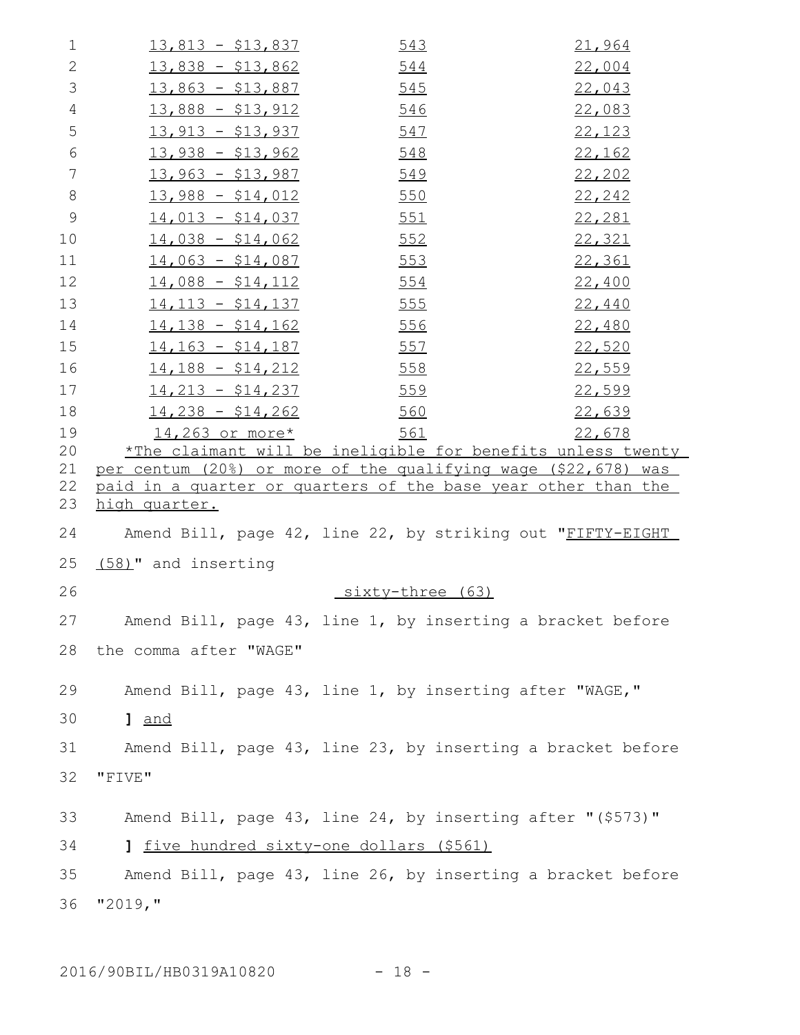| | | |
|---|---|---|
| 13,813 - $13,837 | 543 | 21,964 |
| 13,838 - $13,862 | 544 | 22,004 |
| 13,863 - $13,887 | 545 | 22,043 |
| 13,888 - $13,912 | 546 | 22,083 |
| 13,913 - $13,937 | 547 | 22,123 |
| 13,938 - $13,962 | 548 | 22,162 |
| 13,963 - $13,987 | 549 | 22,202 |
| 13,988 - $14,012 | 550 | 22,242 |
| 14,013 - $14,037 | 551 | 22,281 |
| 14,038 - $14,062 | 552 | 22,321 |
| 14,063 - $14,087 | 553 | 22,361 |
| 14,088 - $14,112 | 554 | 22,400 |
| 14,113 - $14,137 | 555 | 22,440 |
| 14,138 - $14,162 | 556 | 22,480 |
| 14,163 - $14,187 | 557 | 22,520 |
| 14,188 - $14,212 | 558 | 22,559 |
| 14,213 - $14,237 | 559 | 22,599 |
| 14,238 - $14,262 | 560 | 22,639 |
| 14,263 or more* | 561 | 22,678 |

*The claimant will be ineligible for benefits unless twenty per centum (20%) or more of the qualifying wage ($22,678) was paid in a quarter or quarters of the base year other than the high quarter.

Amend Bill, page 42, line 22, by striking out "FIFTY-EIGHT (58)" and inserting

sixty-three (63)

Amend Bill, page 43, line 1, by inserting a bracket before the comma after "WAGE"

Amend Bill, page 43, line 1, by inserting after "WAGE,"

] and

Amend Bill, page 43, line 23, by inserting a bracket before "FIVE"

Amend Bill, page 43, line 24, by inserting after "($573)"

] five hundred sixty-one dollars ($561)

Amend Bill, page 43, line 26, by inserting a bracket before "2019,"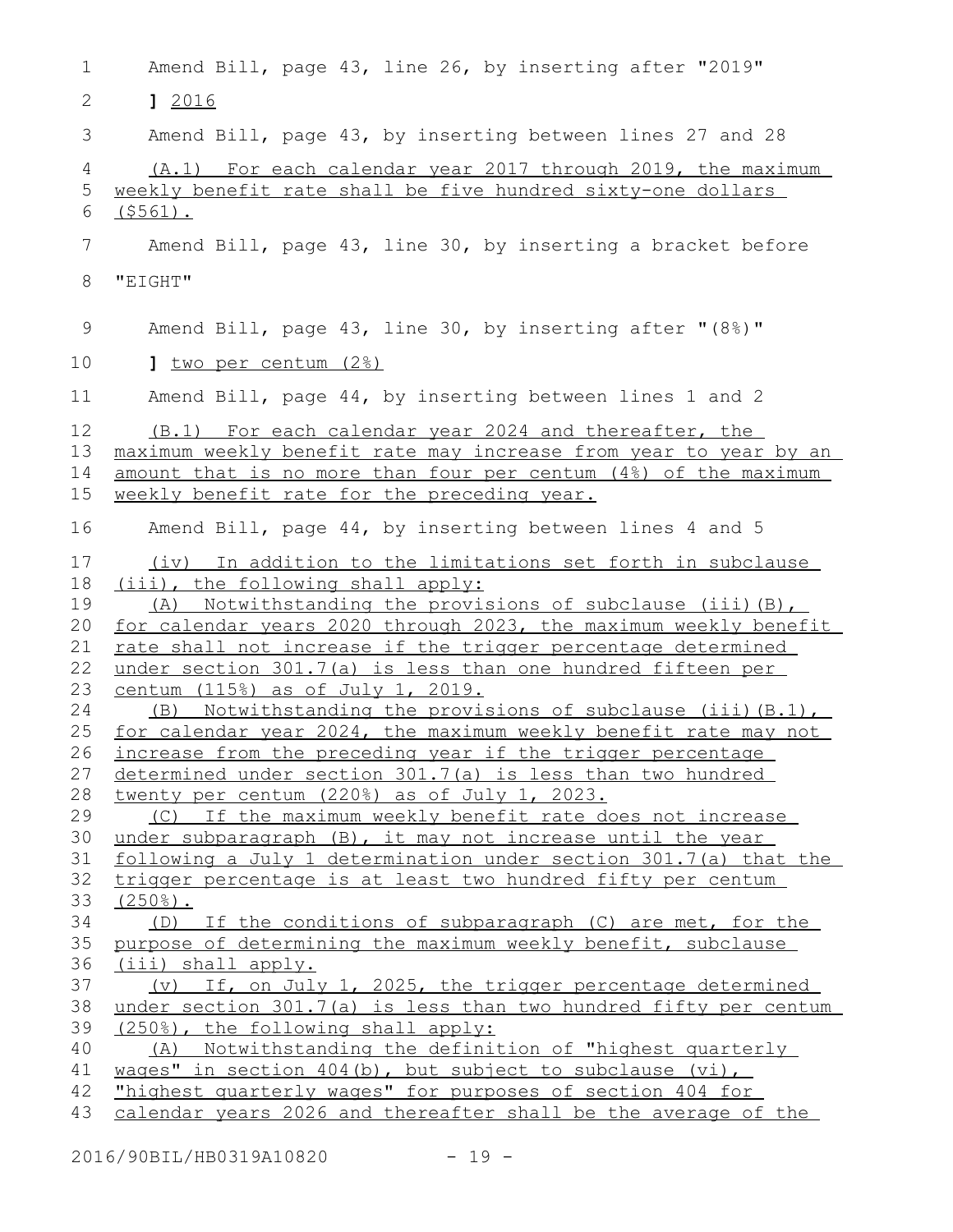Amend Bill, page 43, line 26, by inserting after "2019"

] <u>2016</u>

Amend Bill, page 43, by inserting between lines 27 and 28

<u>(A.1) For each calendar year 2017 through 2019, the maximum weekly benefit rate shall be five hundred sixty-one dollars ($561).</u>

Amend Bill, page 43, line 30, by inserting a bracket before "EIGHT"

Amend Bill, page 43, line 30, by inserting after "(8%)"

] <u>two per centum (2%)</u>

Amend Bill, page 44, by inserting between lines 1 and 2

<u>(B.1) For each calendar year 2024 and thereafter, the maximum weekly benefit rate may increase from year to year by an amount that is no more than four per centum (4%) of the maximum weekly benefit rate for the preceding year.</u>

Amend Bill, page 44, by inserting between lines 4 and 5

<u>(iv) In addition to the limitations set forth in subclause (iii), the following shall apply:</u>

<u>(A) Notwithstanding the provisions of subclause (iii)(B), for calendar years 2020 through 2023, the maximum weekly benefit rate shall not increase if the trigger percentage determined under section 301.7(a) is less than one hundred fifteen per centum (115%) as of July 1, 2019.</u>

<u>(B) Notwithstanding the provisions of subclause (iii)(B.1), for calendar year 2024, the maximum weekly benefit rate may not increase from the preceding year if the trigger percentage determined under section 301.7(a) is less than two hundred twenty per centum (220%) as of July 1, 2023.</u>

<u>(C) If the maximum weekly benefit rate does not increase under subparagraph (B), it may not increase until the year following a July 1 determination under section 301.7(a) that the trigger percentage is at least two hundred fifty per centum (250%).</u>

<u>(D) If the conditions of subparagraph (C) are met, for the purpose of determining the maximum weekly benefit, subclause (iii) shall apply.</u>

<u>(v) If, on July 1, 2025, the trigger percentage determined under section 301.7(a) is less than two hundred fifty per centum (250%), the following shall apply:</u>

<u>(A) Notwithstanding the definition of "highest quarterly wages" in section 404(b), but subject to subclause (vi), "highest quarterly wages" for purposes of section 404 for calendar years 2026 and thereafter shall be the average of the</u>

2016/90BIL/HB0319A10820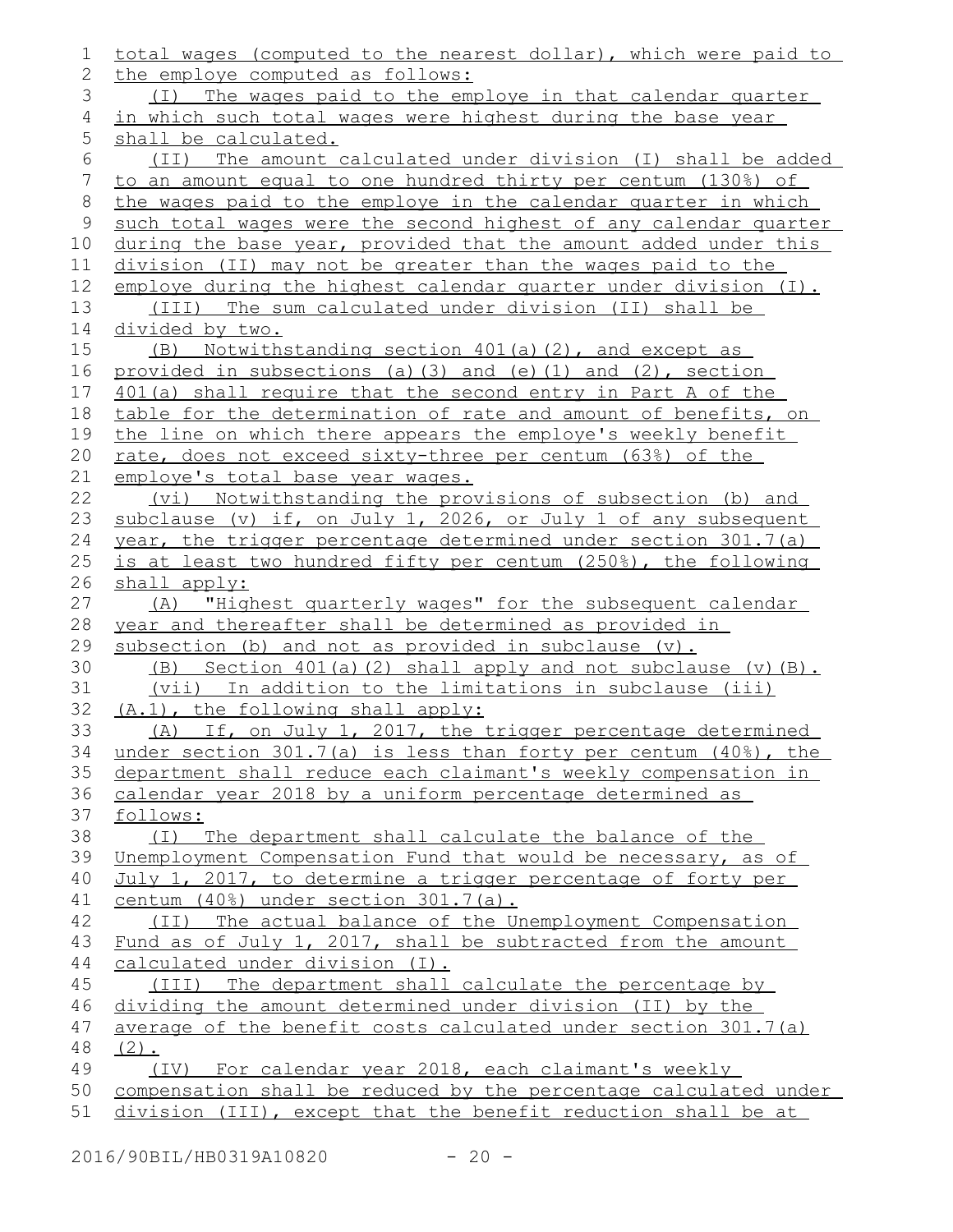total wages (computed to the nearest dollar), which were paid to the employe computed as follows:

(I) The wages paid to the employe in that calendar quarter in which such total wages were highest during the base year shall be calculated.

(II) The amount calculated under division (I) shall be added to an amount equal to one hundred thirty per centum (130%) of the wages paid to the employe in the calendar quarter in which such total wages were the second highest of any calendar quarter during the base year, provided that the amount added under this division (II) may not be greater than the wages paid to the employe during the highest calendar quarter under division (I).

(III) The sum calculated under division (II) shall be divided by two.

(B) Notwithstanding section 401(a)(2), and except as provided in subsections (a)(3) and (e)(1) and (2), section 401(a) shall require that the second entry in Part A of the table for the determination of rate and amount of benefits, on the line on which there appears the employe's weekly benefit rate, does not exceed sixty-three per centum (63%) of the employe's total base year wages.

(vi) Notwithstanding the provisions of subsection (b) and subclause (v) if, on July 1, 2026, or July 1 of any subsequent year, the trigger percentage determined under section 301.7(a) is at least two hundred fifty per centum (250%), the following shall apply:

(A) "Highest quarterly wages" for the subsequent calendar year and thereafter shall be determined as provided in subsection (b) and not as provided in subclause (v).

(B) Section 401(a)(2) shall apply and not subclause (v)(B).

(vii) In addition to the limitations in subclause (iii)(A.1), the following shall apply:

(A) If, on July 1, 2017, the trigger percentage determined under section 301.7(a) is less than forty per centum (40%), the department shall reduce each claimant's weekly compensation in calendar year 2018 by a uniform percentage determined as follows:

(I) The department shall calculate the balance of the Unemployment Compensation Fund that would be necessary, as of July 1, 2017, to determine a trigger percentage of forty per centum (40%) under section 301.7(a).

(II) The actual balance of the Unemployment Compensation Fund as of July 1, 2017, shall be subtracted from the amount calculated under division (I).

(III) The department shall calculate the percentage by dividing the amount determined under division (II) by the average of the benefit costs calculated under section 301.7(a)(2).

(IV) For calendar year 2018, each claimant's weekly compensation shall be reduced by the percentage calculated under division (III), except that the benefit reduction shall be at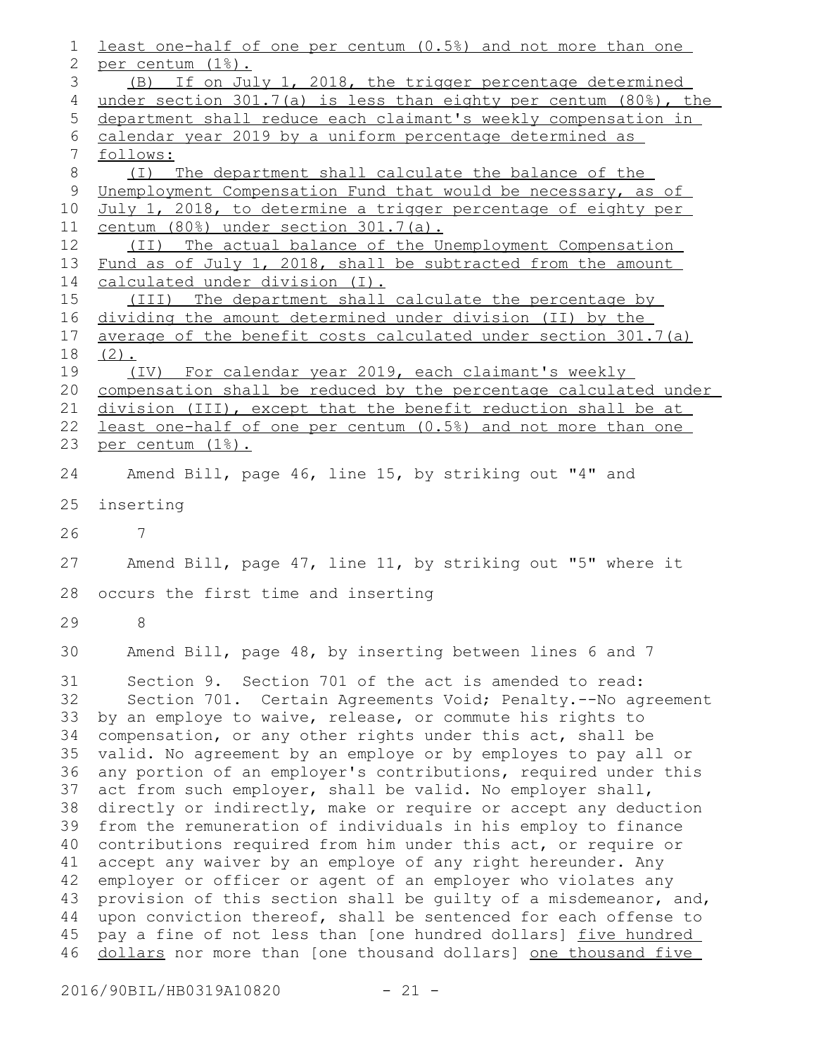least one-half of one per centum (0.5%) and not more than one per centum (1%).

(B) If on July 1, 2018, the trigger percentage determined under section 301.7(a) is less than eighty per centum (80%), the department shall reduce each claimant's weekly compensation in calendar year 2019 by a uniform percentage determined as follows:

(I) The department shall calculate the balance of the Unemployment Compensation Fund that would be necessary, as of July 1, 2018, to determine a trigger percentage of eighty per centum (80%) under section 301.7(a).

(II) The actual balance of the Unemployment Compensation Fund as of July 1, 2018, shall be subtracted from the amount calculated under division (I).

(III) The department shall calculate the percentage by dividing the amount determined under division (II) by the average of the benefit costs calculated under section 301.7(a)(2).

(IV) For calendar year 2019, each claimant's weekly compensation shall be reduced by the percentage calculated under division (III), except that the benefit reduction shall be at least one-half of one per centum (0.5%) and not more than one per centum (1%).

Amend Bill, page 46, line 15, by striking out "4" and inserting

7

Amend Bill, page 47, line 11, by striking out "5" where it occurs the first time and inserting

8

Amend Bill, page 48, by inserting between lines 6 and 7

Section 9. Section 701 of the act is amended to read:

Section 701. Certain Agreements Void; Penalty.--No agreement by an employe to waive, release, or commute his rights to compensation, or any other rights under this act, shall be valid. No agreement by an employe or by employes to pay all or any portion of an employer's contributions, required under this act from such employer, shall be valid. No employer shall, directly or indirectly, make or require or accept any deduction from the remuneration of individuals in his employ to finance contributions required from him under this act, or require or accept any waiver by an employe of any right hereunder. Any employer or officer or agent of an employer who violates any provision of this section shall be guilty of a misdemeanor, and, upon conviction thereof, shall be sentenced for each offense to pay a fine of not less than [one hundred dollars] five hundred dollars nor more than [one thousand dollars] one thousand five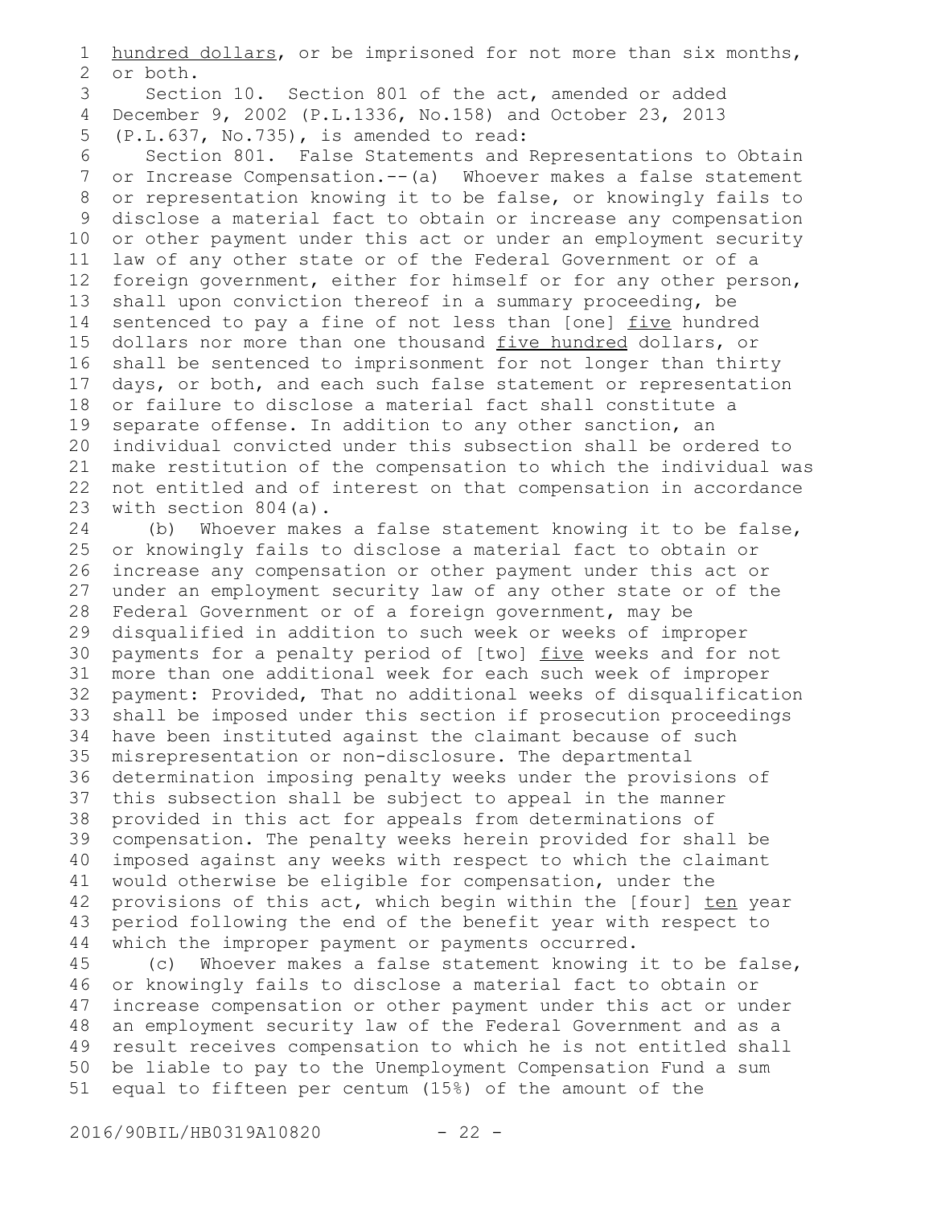hundred dollars, or be imprisoned for not more than six months, or both.

Section 10. Section 801 of the act, amended or added December 9, 2002 (P.L.1336, No.158) and October 23, 2013 (P.L.637, No.735), is amended to read:

Section 801. False Statements and Representations to Obtain or Increase Compensation.--(a) Whoever makes a false statement or representation knowing it to be false, or knowingly fails to disclose a material fact to obtain or increase any compensation or other payment under this act or under an employment security law of any other state or of the Federal Government or of a foreign government, either for himself or for any other person, shall upon conviction thereof in a summary proceeding, be sentenced to pay a fine of not less than [one] five hundred dollars nor more than one thousand five hundred dollars, or shall be sentenced to imprisonment for not longer than thirty days, or both, and each such false statement or representation or failure to disclose a material fact shall constitute a separate offense. In addition to any other sanction, an individual convicted under this subsection shall be ordered to make restitution of the compensation to which the individual was not entitled and of interest on that compensation in accordance with section 804(a).

(b) Whoever makes a false statement knowing it to be false, or knowingly fails to disclose a material fact to obtain or increase any compensation or other payment under this act or under an employment security law of any other state or of the Federal Government or of a foreign government, may be disqualified in addition to such week or weeks of improper payments for a penalty period of [two] five weeks and for not more than one additional week for each such week of improper payment: Provided, That no additional weeks of disqualification shall be imposed under this section if prosecution proceedings have been instituted against the claimant because of such misrepresentation or non-disclosure. The departmental determination imposing penalty weeks under the provisions of this subsection shall be subject to appeal in the manner provided in this act for appeals from determinations of compensation. The penalty weeks herein provided for shall be imposed against any weeks with respect to which the claimant would otherwise be eligible for compensation, under the provisions of this act, which begin within the [four] ten year period following the end of the benefit year with respect to which the improper payment or payments occurred.

(c) Whoever makes a false statement knowing it to be false, or knowingly fails to disclose a material fact to obtain or increase compensation or other payment under this act or under an employment security law of the Federal Government and as a result receives compensation to which he is not entitled shall be liable to pay to the Unemployment Compensation Fund a sum equal to fifteen per centum (15%) of the amount of the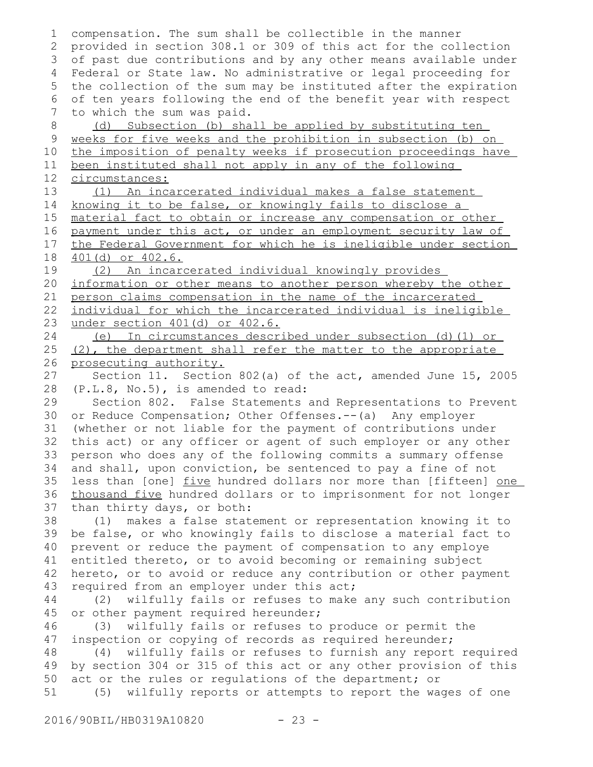compensation. The sum shall be collectible in the manner provided in section 308.1 or 309 of this act for the collection of past due contributions and by any other means available under Federal or State law. No administrative or legal proceeding for the collection of the sum may be instituted after the expiration of ten years following the end of the benefit year with respect to which the sum was paid.

<u>(d) Subsection (b) shall be applied by substituting ten weeks for five weeks and the prohibition in subsection (b) on the imposition of penalty weeks if prosecution proceedings have been instituted shall not apply in any of the following circumstances:</u>

<u>(1) An incarcerated individual makes a false statement knowing it to be false, or knowingly fails to disclose a material fact to obtain or increase any compensation or other payment under this act, or under an employment security law of the Federal Government for which he is ineligible under section 401(d) or 402.6.</u>

<u>(2) An incarcerated individual knowingly provides information or other means to another person whereby the other person claims compensation in the name of the incarcerated individual for which the incarcerated individual is ineligible under section 401(d) or 402.6.</u>

<u>(e) In circumstances described under subsection (d)(1) or (2), the department shall refer the matter to the appropriate prosecuting authority.</u>

Section 11. Section 802(a) of the act, amended June 15, 2005 (P.L.8, No.5), is amended to read:

Section 802. False Statements and Representations to Prevent or Reduce Compensation; Other Offenses.--(a) Any employer (whether or not liable for the payment of contributions under this act) or any officer or agent of such employer or any other person who does any of the following commits a summary offense and shall, upon conviction, be sentenced to pay a fine of not less than [one] <u>five</u> hundred dollars nor more than [fifteen] <u>one thousand five</u> hundred dollars or to imprisonment for not longer than thirty days, or both:

(1) makes a false statement or representation knowing it to be false, or who knowingly fails to disclose a material fact to prevent or reduce the payment of compensation to any employe entitled thereto, or to avoid becoming or remaining subject hereto, or to avoid or reduce any contribution or other payment required from an employer under this act;

(2) wilfully fails or refuses to make any such contribution or other payment required hereunder;

(3) wilfully fails or refuses to produce or permit the inspection or copying of records as required hereunder;

(4) wilfully fails or refuses to furnish any report required by section 304 or 315 of this act or any other provision of this act or the rules or regulations of the department; or

(5) wilfully reports or attempts to report the wages of one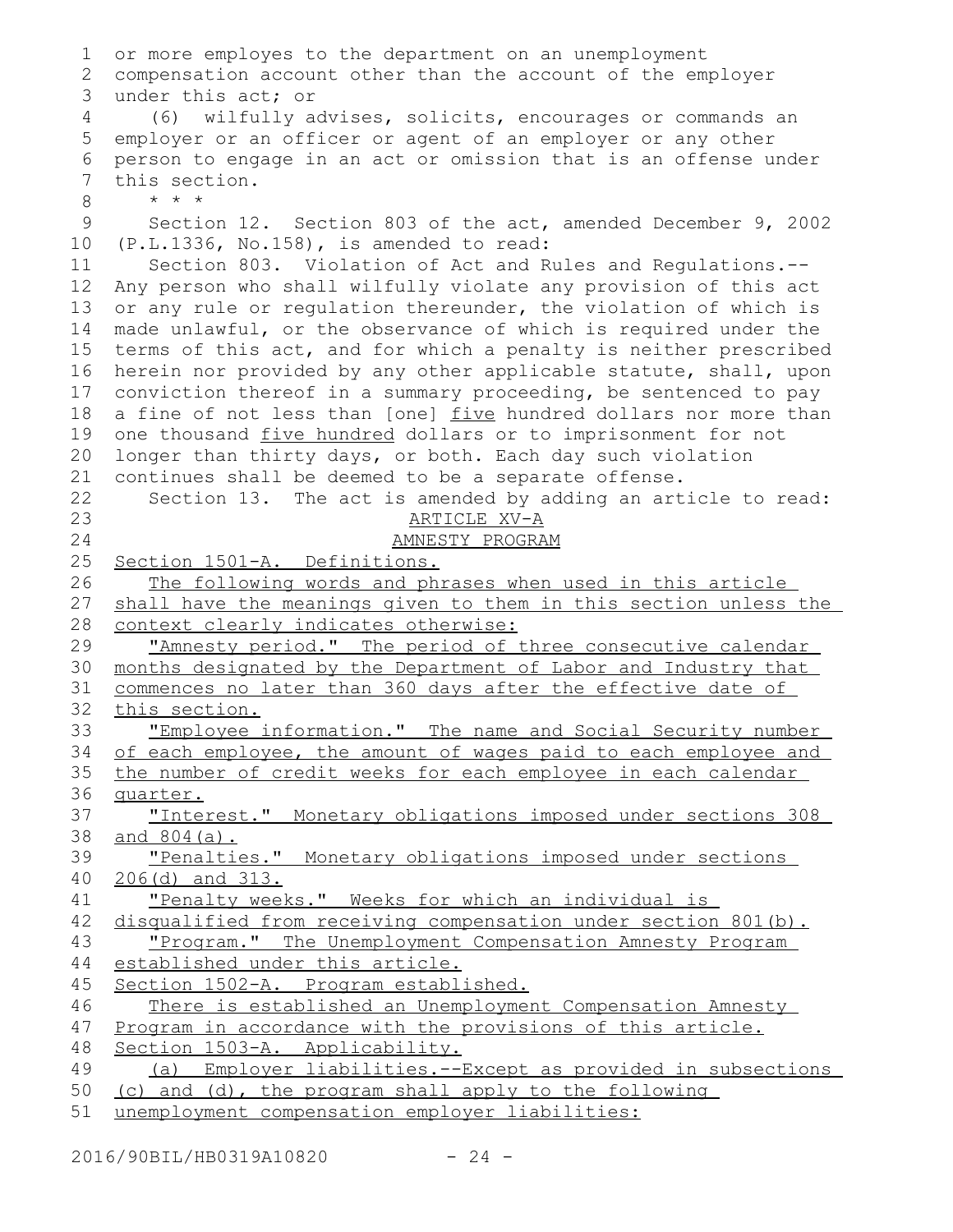or more employes to the department on an unemployment compensation account other than the account of the employer under this act; or

(6) wilfully advises, solicits, encourages or commands an employer or an officer or agent of an employer or any other person to engage in an act or omission that is an offense under this section.

\* \* \*

Section 12. Section 803 of the act, amended December 9, 2002 (P.L.1336, No.158), is amended to read:

Section 803. Violation of Act and Rules and Regulations.--Any person who shall wilfully violate any provision of this act or any rule or regulation thereunder, the violation of which is made unlawful, or the observance of which is required under the terms of this act, and for which a penalty is neither prescribed herein nor provided by any other applicable statute, shall, upon conviction thereof in a summary proceeding, be sentenced to pay a fine of not less than [one] <u>five</u> hundred dollars nor more than one thousand <u>five hundred</u> dollars or to imprisonment for not longer than thirty days, or both. Each day such violation continues shall be deemed to be a separate offense.

Section 13. The act is amended by adding an article to read:

<u>ARTICLE XV-A</u>

<u>AMNESTY PROGRAM</u>

<u>Section 1501-A. Definitions.</u>

<u>The following words and phrases when used in this article shall have the meanings given to them in this section unless the context clearly indicates otherwise:</u>

<u>"Amnesty period." The period of three consecutive calendar months designated by the Department of Labor and Industry that commences no later than 360 days after the effective date of this section.</u>

<u>"Employee information." The name and Social Security number of each employee, the amount of wages paid to each employee and the number of credit weeks for each employee in each calendar quarter.</u>

<u>"Interest." Monetary obligations imposed under sections 308 and 804(a).</u>

<u>"Penalties." Monetary obligations imposed under sections 206(d) and 313.</u>

<u>"Penalty weeks." Weeks for which an individual is disqualified from receiving compensation under section 801(b).</u>

<u>"Program." The Unemployment Compensation Amnesty Program established under this article.</u>

<u>Section 1502-A. Program established.</u>

<u>There is established an Unemployment Compensation Amnesty Program in accordance with the provisions of this article.</u>

<u>Section 1503-A. Applicability.</u>

<u>(a) Employer liabilities.--Except as provided in subsections (c) and (d), the program shall apply to the following unemployment compensation employer liabilities:</u>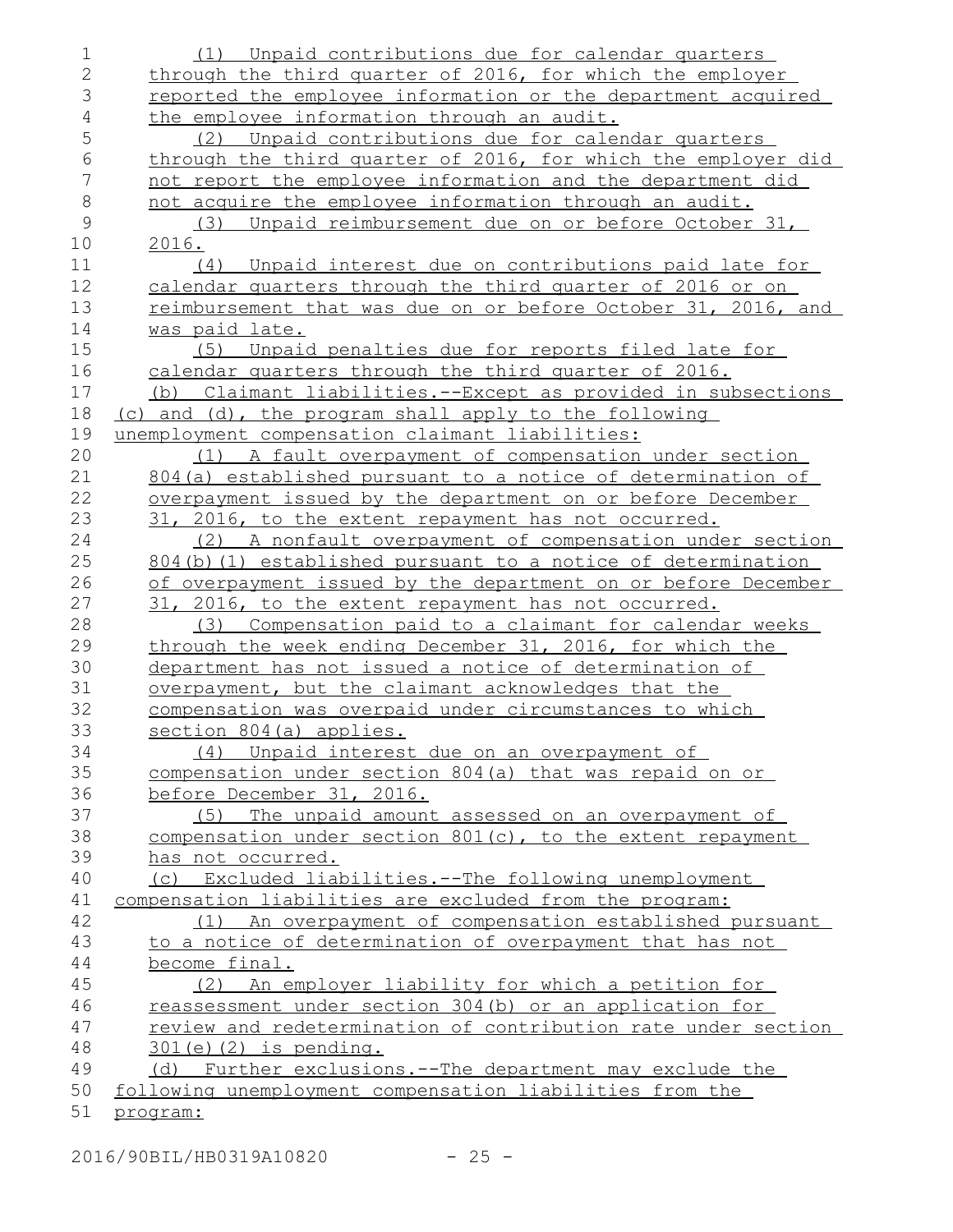(1) Unpaid contributions due for calendar quarters through the third quarter of 2016, for which the employer reported the employee information or the department acquired the employee information through an audit.

(2) Unpaid contributions due for calendar quarters through the third quarter of 2016, for which the employer did not report the employee information and the department did not acquire the employee information through an audit.

(3) Unpaid reimbursement due on or before October 31, 2016.

(4) Unpaid interest due on contributions paid late for calendar quarters through the third quarter of 2016 or on reimbursement that was due on or before October 31, 2016, and was paid late.

(5) Unpaid penalties due for reports filed late for calendar quarters through the third quarter of 2016.

(b) Claimant liabilities.--Except as provided in subsections (c) and (d), the program shall apply to the following unemployment compensation claimant liabilities:

(1) A fault overpayment of compensation under section 804(a) established pursuant to a notice of determination of overpayment issued by the department on or before December 31, 2016, to the extent repayment has not occurred.

(2) A nonfault overpayment of compensation under section 804(b)(1) established pursuant to a notice of determination of overpayment issued by the department on or before December 31, 2016, to the extent repayment has not occurred.

(3) Compensation paid to a claimant for calendar weeks through the week ending December 31, 2016, for which the department has not issued a notice of determination of overpayment, but the claimant acknowledges that the compensation was overpaid under circumstances to which section 804(a) applies.

(4) Unpaid interest due on an overpayment of compensation under section 804(a) that was repaid on or before December 31, 2016.

(5) The unpaid amount assessed on an overpayment of compensation under section 801(c), to the extent repayment has not occurred.

(c) Excluded liabilities.--The following unemployment compensation liabilities are excluded from the program:

(1) An overpayment of compensation established pursuant to a notice of determination of overpayment that has not become final.

(2) An employer liability for which a petition for reassessment under section 304(b) or an application for review and redetermination of contribution rate under section 301(e)(2) is pending.

(d) Further exclusions.--The department may exclude the following unemployment compensation liabilities from the program: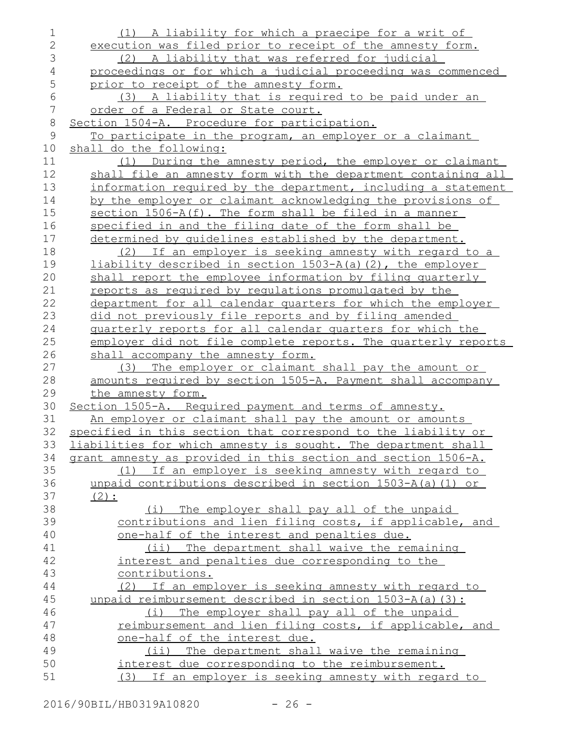(1) A liability for which a praecipe for a writ of execution was filed prior to receipt of the amnesty form.

(2) A liability that was referred for judicial proceedings or for which a judicial proceeding was commenced prior to receipt of the amnesty form.

(3) A liability that is required to be paid under an order of a Federal or State court.

Section 1504-A. Procedure for participation.

To participate in the program, an employer or a claimant shall do the following:

(1) During the amnesty period, the employer or claimant shall file an amnesty form with the department containing all information required by the department, including a statement by the employer or claimant acknowledging the provisions of section 1506-A(f). The form shall be filed in a manner specified in and the filing date of the form shall be determined by guidelines established by the department.

(2) If an employer is seeking amnesty with regard to a liability described in section 1503-A(a)(2), the employer shall report the employee information by filing quarterly reports as required by regulations promulgated by the department for all calendar quarters for which the employer did not previously file reports and by filing amended quarterly reports for all calendar quarters for which the employer did not file complete reports. The quarterly reports shall accompany the amnesty form.

(3) The employer or claimant shall pay the amount or amounts required by section 1505-A. Payment shall accompany the amnesty form.

Section 1505-A. Required payment and terms of amnesty.

An employer or claimant shall pay the amount or amounts specified in this section that correspond to the liability or liabilities for which amnesty is sought. The department shall grant amnesty as provided in this section and section 1506-A.

(1) If an employer is seeking amnesty with regard to unpaid contributions described in section 1503-A(a)(1) or (2):

(i) The employer shall pay all of the unpaid contributions and lien filing costs, if applicable, and one-half of the interest and penalties due.

(ii) The department shall waive the remaining interest and penalties due corresponding to the contributions.

(2) If an employer is seeking amnesty with regard to unpaid reimbursement described in section 1503-A(a)(3):

(i) The employer shall pay all of the unpaid reimbursement and lien filing costs, if applicable, and one-half of the interest due.

(ii) The department shall waive the remaining interest due corresponding to the reimbursement.

(3) If an employer is seeking amnesty with regard to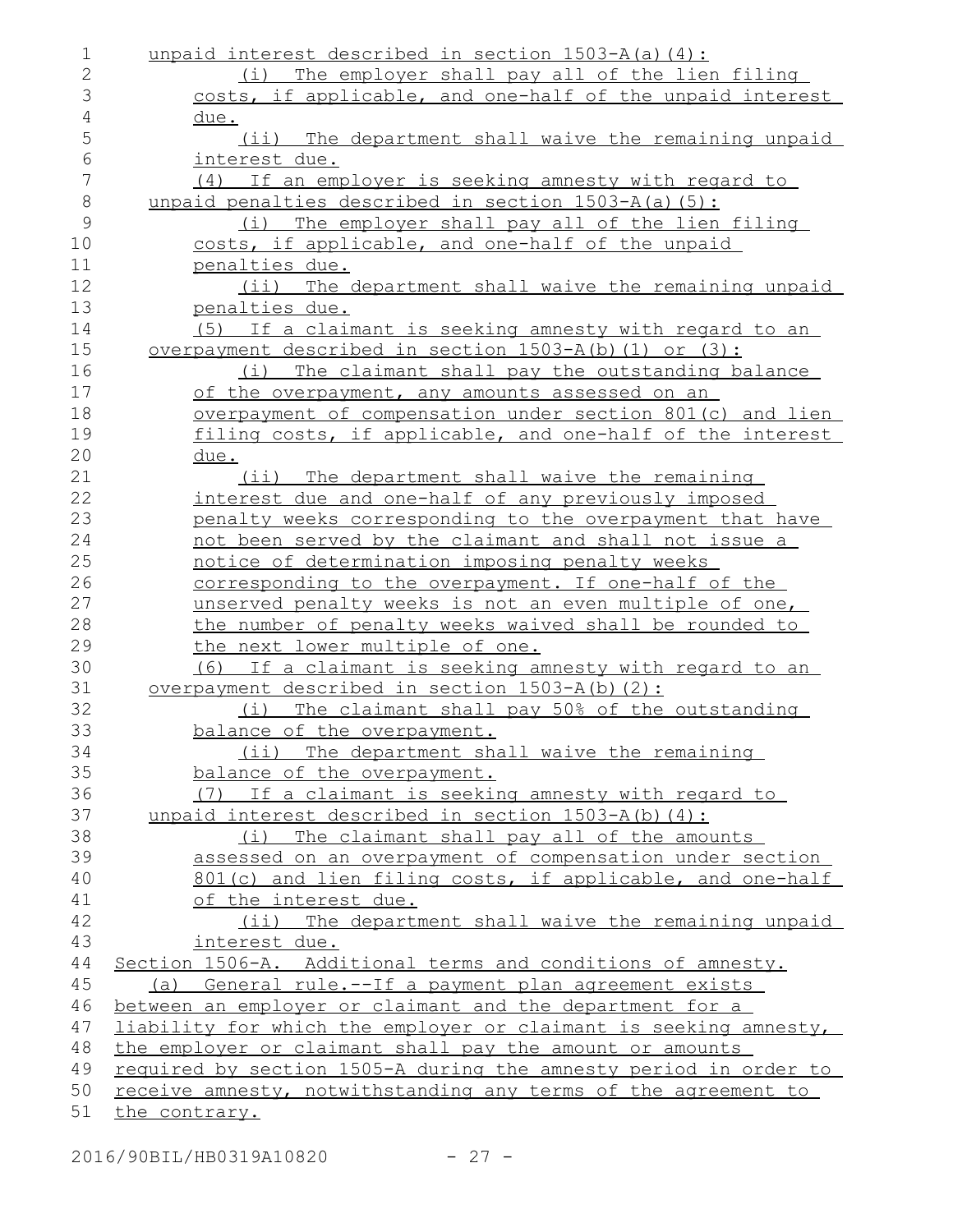unpaid interest described in section 1503-A(a)(4):

(i) The employer shall pay all of the lien filing costs, if applicable, and one-half of the unpaid interest due.

(ii) The department shall waive the remaining unpaid interest due.

(4) If an employer is seeking amnesty with regard to unpaid penalties described in section 1503-A(a)(5):

(i) The employer shall pay all of the lien filing costs, if applicable, and one-half of the unpaid penalties due.

(ii) The department shall waive the remaining unpaid penalties due.

(5) If a claimant is seeking amnesty with regard to an overpayment described in section 1503-A(b)(1) or (3):

(i) The claimant shall pay the outstanding balance of the overpayment, any amounts assessed on an overpayment of compensation under section 801(c) and lien filing costs, if applicable, and one-half of the interest due.

(ii) The department shall waive the remaining interest due and one-half of any previously imposed penalty weeks corresponding to the overpayment that have not been served by the claimant and shall not issue a notice of determination imposing penalty weeks corresponding to the overpayment. If one-half of the unserved penalty weeks is not an even multiple of one, the number of penalty weeks waived shall be rounded to the next lower multiple of one.

(6) If a claimant is seeking amnesty with regard to an overpayment described in section 1503-A(b)(2):

(i) The claimant shall pay 50% of the outstanding balance of the overpayment.

(ii) The department shall waive the remaining balance of the overpayment.

(7) If a claimant is seeking amnesty with regard to unpaid interest described in section 1503-A(b)(4):

(i) The claimant shall pay all of the amounts assessed on an overpayment of compensation under section 801(c) and lien filing costs, if applicable, and one-half of the interest due.

(ii) The department shall waive the remaining unpaid interest due.

Section 1506-A. Additional terms and conditions of amnesty.

(a) General rule.--If a payment plan agreement exists between an employer or claimant and the department for a liability for which the employer or claimant is seeking amnesty, the employer or claimant shall pay the amount or amounts required by section 1505-A during the amnesty period in order to receive amnesty, notwithstanding any terms of the agreement to the contrary.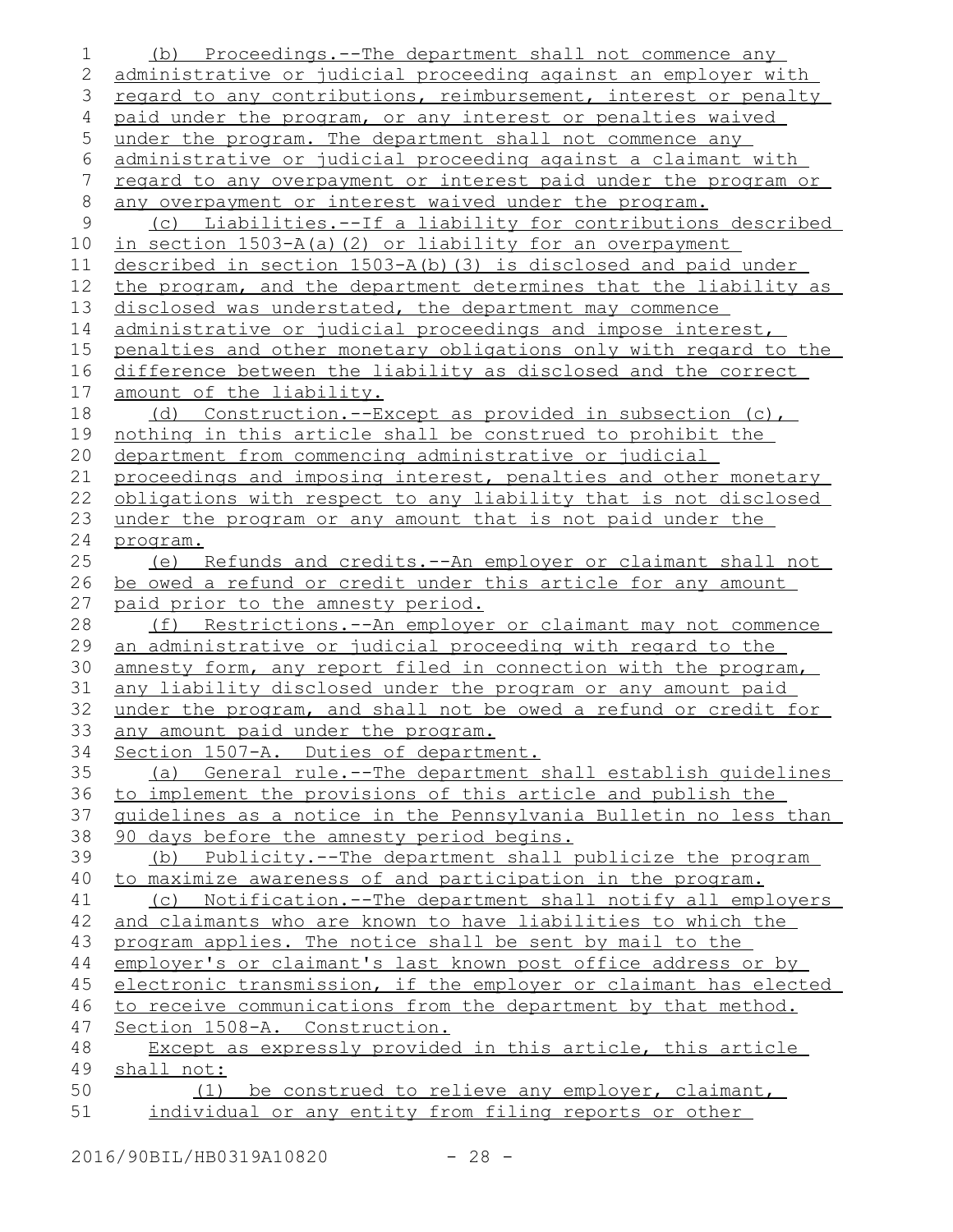(b) Proceedings.--The department shall not commence any administrative or judicial proceeding against an employer with regard to any contributions, reimbursement, interest or penalty paid under the program, or any interest or penalties waived under the program. The department shall not commence any administrative or judicial proceeding against a claimant with regard to any overpayment or interest paid under the program or any overpayment or interest waived under the program.

(c) Liabilities.--If a liability for contributions described in section 1503-A(a)(2) or liability for an overpayment described in section 1503-A(b)(3) is disclosed and paid under the program, and the department determines that the liability as disclosed was understated, the department may commence administrative or judicial proceedings and impose interest, penalties and other monetary obligations only with regard to the difference between the liability as disclosed and the correct amount of the liability.

(d) Construction.--Except as provided in subsection (c), nothing in this article shall be construed to prohibit the department from commencing administrative or judicial proceedings and imposing interest, penalties and other monetary obligations with respect to any liability that is not disclosed under the program or any amount that is not paid under the program.

(e) Refunds and credits.--An employer or claimant shall not be owed a refund or credit under this article for any amount paid prior to the amnesty period.

(f) Restrictions.--An employer or claimant may not commence an administrative or judicial proceeding with regard to the amnesty form, any report filed in connection with the program, any liability disclosed under the program or any amount paid under the program, and shall not be owed a refund or credit for any amount paid under the program.

Section 1507-A. Duties of department.

(a) General rule.--The department shall establish guidelines to implement the provisions of this article and publish the guidelines as a notice in the Pennsylvania Bulletin no less than 90 days before the amnesty period begins.

(b) Publicity.--The department shall publicize the program to maximize awareness of and participation in the program.

(c) Notification.--The department shall notify all employers and claimants who are known to have liabilities to which the program applies. The notice shall be sent by mail to the employer's or claimant's last known post office address or by electronic transmission, if the employer or claimant has elected to receive communications from the department by that method.

Section 1508-A. Construction.

Except as expressly provided in this article, this article shall not:

(1) be construed to relieve any employer, claimant, individual or any entity from filing reports or other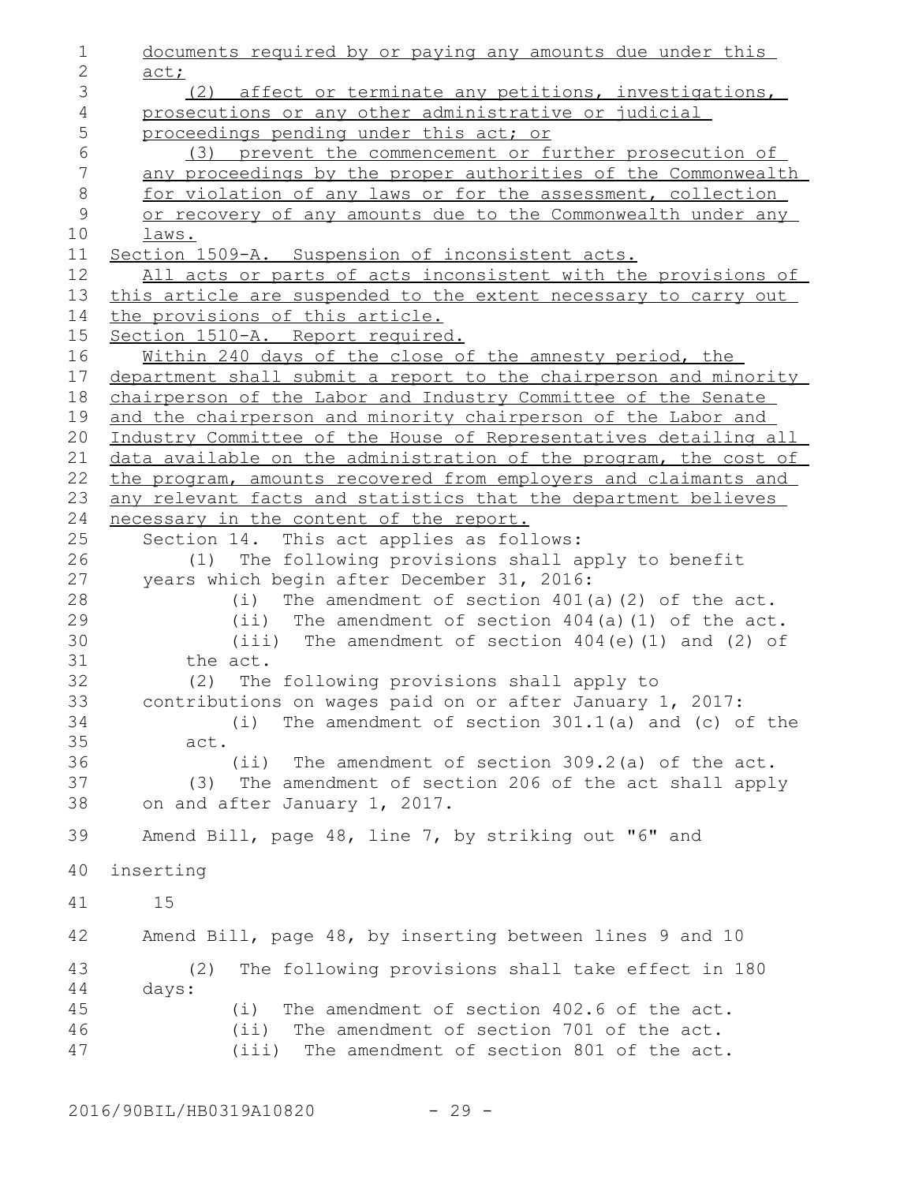documents required by or paying any amounts due under this act;

(2) affect or terminate any petitions, investigations, prosecutions or any other administrative or judicial proceedings pending under this act; or

(3) prevent the commencement or further prosecution of any proceedings by the proper authorities of the Commonwealth for violation of any laws or for the assessment, collection or recovery of any amounts due to the Commonwealth under any laws.

Section 1509-A. Suspension of inconsistent acts.

All acts or parts of acts inconsistent with the provisions of this article are suspended to the extent necessary to carry out the provisions of this article.

Section 1510-A. Report required.

Within 240 days of the close of the amnesty period, the department shall submit a report to the chairperson and minority chairperson of the Labor and Industry Committee of the Senate and the chairperson and minority chairperson of the Labor and Industry Committee of the House of Representatives detailing all data available on the administration of the program, the cost of the program, amounts recovered from employers and claimants and any relevant facts and statistics that the department believes necessary in the content of the report.

Section 14. This act applies as follows:

(1) The following provisions shall apply to benefit years which begin after December 31, 2016:

(i) The amendment of section 401(a)(2) of the act.

(ii) The amendment of section 404(a)(1) of the act.

(iii) The amendment of section 404(e)(1) and (2) of the act.

(2) The following provisions shall apply to contributions on wages paid on or after January 1, 2017:

(i) The amendment of section 301.1(a) and (c) of the act.

(ii) The amendment of section 309.2(a) of the act.

(3) The amendment of section 206 of the act shall apply on and after January 1, 2017.

Amend Bill, page 48, line 7, by striking out "6" and inserting

15

Amend Bill, page 48, by inserting between lines 9 and 10

(2) The following provisions shall take effect in 180 days:

(i) The amendment of section 402.6 of the act.

(ii) The amendment of section 701 of the act.

(iii) The amendment of section 801 of the act.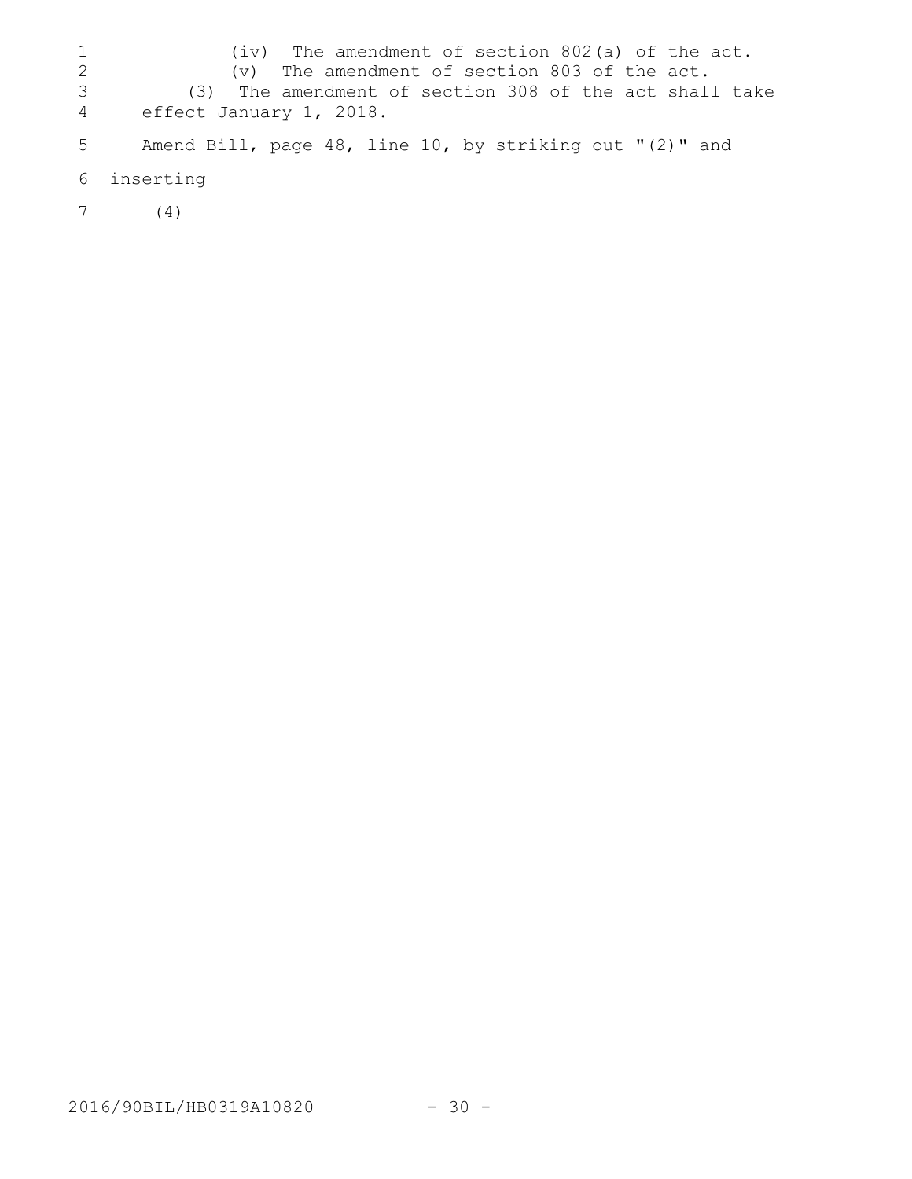(iv) The amendment of section 802(a) of the act.

(v) The amendment of section 803 of the act.

(3) The amendment of section 308 of the act shall take effect January 1, 2018.

Amend Bill, page 48, line 10, by striking out "(2)" and inserting

(4)